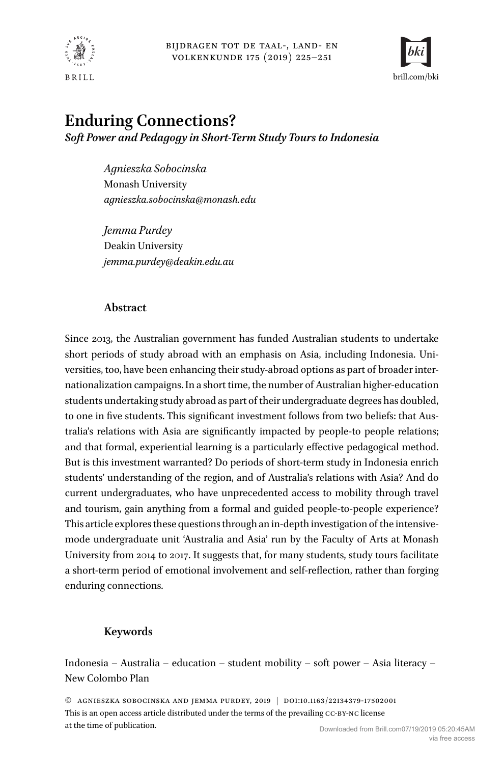# Enduring Connections?

***Soft Power and Pedagogy in Short-Term Study Tours to Indonesia***

*Agnieszka Sobocinska*
Monash University
*agnieszka.sobocinska@monash.edu*

*Jemma Purdey*
Deakin University
*jemma.purdey@deakin.edu.au*

## Abstract

Since 2013, the Australian government has funded Australian students to undertake short periods of study abroad with an emphasis on Asia, including Indonesia. Universities, too, have been enhancing their study-abroad options as part of broader internationalization campaigns. In a short time, the number of Australian higher-education students undertaking study abroad as part of their undergraduate degrees has doubled, to one in five students. This significant investment follows from two beliefs: that Australia's relations with Asia are significantly impacted by people-to people relations; and that formal, experiential learning is a particularly effective pedagogical method. But is this investment warranted? Do periods of short-term study in Indonesia enrich students' understanding of the region, and of Australia's relations with Asia? And do current undergraduates, who have unprecedented access to mobility through travel and tourism, gain anything from a formal and guided people-to-people experience? This article explores these questions through an in-depth investigation of the intensive-mode undergraduate unit 'Australia and Asia' run by the Faculty of Arts at Monash University from 2014 to 2017. It suggests that, for many students, study tours facilitate a short-term period of emotional involvement and self-reflection, rather than forging enduring connections.

## Keywords

Indonesia – Australia – education – student mobility – soft power – Asia literacy – New Colombo Plan

© Agnieszka Sobocinska and Jemma Purdey, 2019 | doi:10.1163/22134379-17502001
This is an open access article distributed under the terms of the prevailing CC-BY-NC license at the time of publication.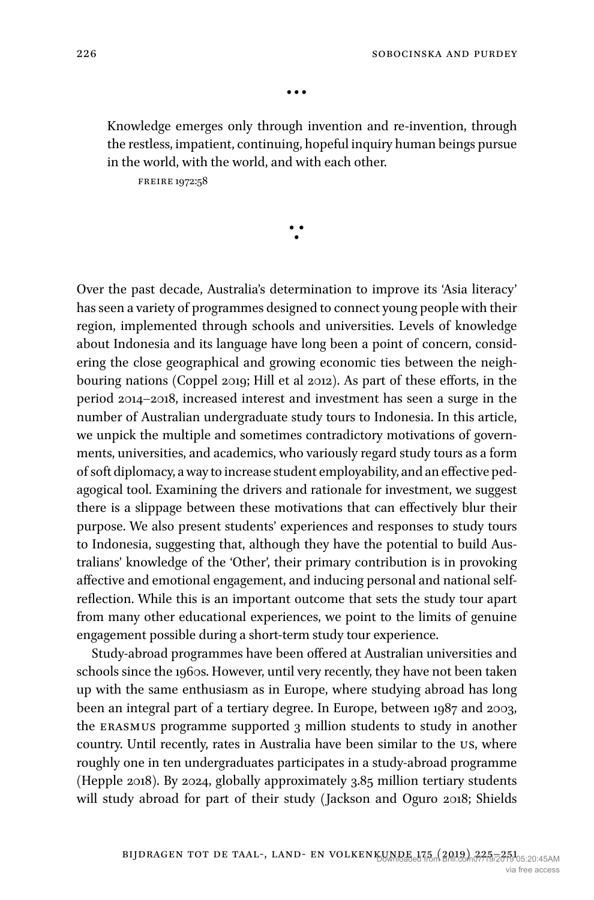> Knowledge emerges only through invention and re-invention, through the restless, impatient, continuing, hopeful inquiry human beings pursue in the world, with the world, and with each other.
>
> FREIRE 1972:58

Over the past decade, Australia's determination to improve its 'Asia literacy' has seen a variety of programmes designed to connect young people with their region, implemented through schools and universities. Levels of knowledge about Indonesia and its language have long been a point of concern, considering the close geographical and growing economic ties between the neighbouring nations (Coppel 2019; Hill et al 2012). As part of these efforts, in the period 2014–2018, increased interest and investment has seen a surge in the number of Australian undergraduate study tours to Indonesia. In this article, we unpick the multiple and sometimes contradictory motivations of governments, universities, and academics, who variously regard study tours as a form of soft diplomacy, a way to increase student employability, and an effective pedagogical tool. Examining the drivers and rationale for investment, we suggest there is a slippage between these motivations that can effectively blur their purpose. We also present students' experiences and responses to study tours to Indonesia, suggesting that, although they have the potential to build Australians' knowledge of the 'Other', their primary contribution is in provoking affective and emotional engagement, and inducing personal and national self-reflection. While this is an important outcome that sets the study tour apart from many other educational experiences, we point to the limits of genuine engagement possible during a short-term study tour experience.

Study-abroad programmes have been offered at Australian universities and schools since the 1960s. However, until very recently, they have not been taken up with the same enthusiasm as in Europe, where studying abroad has long been an integral part of a tertiary degree. In Europe, between 1987 and 2003, the ERASMUS programme supported 3 million students to study in another country. Until recently, rates in Australia have been similar to the US, where roughly one in ten undergraduates participates in a study-abroad programme (Hepple 2018). By 2024, globally approximately 3.85 million tertiary students will study abroad for part of their study (Jackson and Oguro 2018; Shields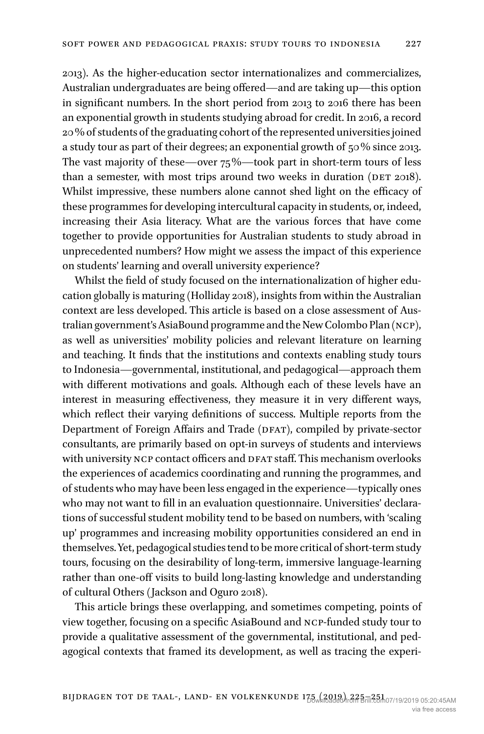2013). As the higher-education sector internationalizes and commercializes, Australian undergraduates are being offered—and are taking up—this option in significant numbers. In the short period from 2013 to 2016 there has been an exponential growth in students studying abroad for credit. In 2016, a record 20% of students of the graduating cohort of the represented universities joined a study tour as part of their degrees; an exponential growth of 50% since 2013. The vast majority of these—over 75%—took part in short-term tours of less than a semester, with most trips around two weeks in duration (DET 2018). Whilst impressive, these numbers alone cannot shed light on the efficacy of these programmes for developing intercultural capacity in students, or, indeed, increasing their Asia literacy. What are the various forces that have come together to provide opportunities for Australian students to study abroad in unprecedented numbers? How might we assess the impact of this experience on students' learning and overall university experience?

Whilst the field of study focused on the internationalization of higher education globally is maturing (Holliday 2018), insights from within the Australian context are less developed. This article is based on a close assessment of Australian government's AsiaBound programme and the New Colombo Plan (NCP), as well as universities' mobility policies and relevant literature on learning and teaching. It finds that the institutions and contexts enabling study tours to Indonesia—governmental, institutional, and pedagogical—approach them with different motivations and goals. Although each of these levels have an interest in measuring effectiveness, they measure it in very different ways, which reflect their varying definitions of success. Multiple reports from the Department of Foreign Affairs and Trade (DFAT), compiled by private-sector consultants, are primarily based on opt-in surveys of students and interviews with university NCP contact officers and DFAT staff. This mechanism overlooks the experiences of academics coordinating and running the programmes, and of students who may have been less engaged in the experience—typically ones who may not want to fill in an evaluation questionnaire. Universities' declarations of successful student mobility tend to be based on numbers, with 'scaling up' programmes and increasing mobility opportunities considered an end in themselves. Yet, pedagogical studies tend to be more critical of short-term study tours, focusing on the desirability of long-term, immersive language-learning rather than one-off visits to build long-lasting knowledge and understanding of cultural Others (Jackson and Oguro 2018).

This article brings these overlapping, and sometimes competing, points of view together, focusing on a specific AsiaBound and NCP-funded study tour to provide a qualitative assessment of the governmental, institutional, and pedagogical contexts that framed its development, as well as tracing the experi-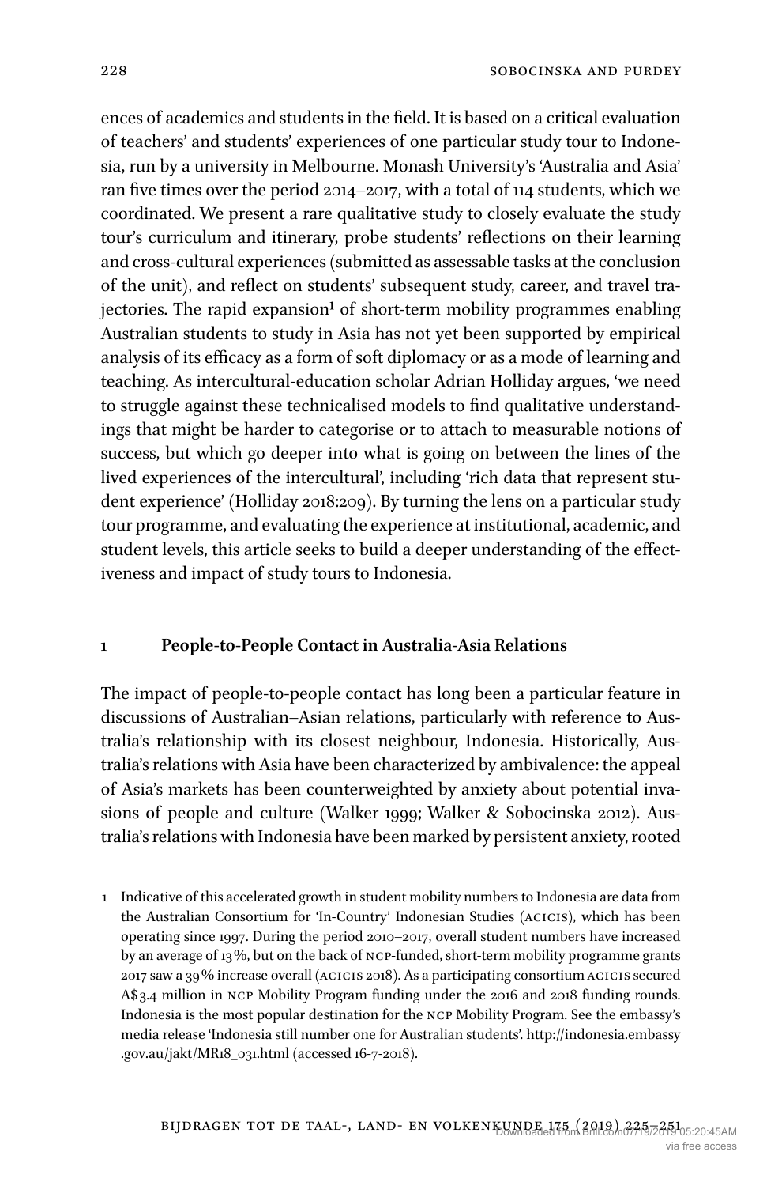ences of academics and students in the field. It is based on a critical evaluation of teachers' and students' experiences of one particular study tour to Indonesia, run by a university in Melbourne. Monash University's 'Australia and Asia' ran five times over the period 2014–2017, with a total of 114 students, which we coordinated. We present a rare qualitative study to closely evaluate the study tour's curriculum and itinerary, probe students' reflections on their learning and cross-cultural experiences (submitted as assessable tasks at the conclusion of the unit), and reflect on students' subsequent study, career, and travel trajectories. The rapid expansion[1] of short-term mobility programmes enabling Australian students to study in Asia has not yet been supported by empirical analysis of its efficacy as a form of soft diplomacy or as a mode of learning and teaching. As intercultural-education scholar Adrian Holliday argues, 'we need to struggle against these technicalised models to find qualitative understandings that might be harder to categorise or to attach to measurable notions of success, but which go deeper into what is going on between the lines of the lived experiences of the intercultural', including 'rich data that represent student experience' (Holliday 2018:209). By turning the lens on a particular study tour programme, and evaluating the experience at institutional, academic, and student levels, this article seeks to build a deeper understanding of the effectiveness and impact of study tours to Indonesia.

## 1 People-to-People Contact in Australia-Asia Relations

The impact of people-to-people contact has long been a particular feature in discussions of Australian–Asian relations, particularly with reference to Australia's relationship with its closest neighbour, Indonesia. Historically, Australia's relations with Asia have been characterized by ambivalence: the appeal of Asia's markets has been counterweighted by anxiety about potential invasions of people and culture (Walker 1999; Walker & Sobocinska 2012). Australia's relations with Indonesia have been marked by persistent anxiety, rooted

---

1 Indicative of this accelerated growth in student mobility numbers to Indonesia are data from the Australian Consortium for 'In-Country' Indonesian Studies (ACICIS), which has been operating since 1997. During the period 2010–2017, overall student numbers have increased by an average of 13%, but on the back of NCP-funded, short-term mobility programme grants 2017 saw a 39% increase overall (ACICIS 2018). As a participating consortium ACICIS secured A$3.4 million in NCP Mobility Program funding under the 2016 and 2018 funding rounds. Indonesia is the most popular destination for the NCP Mobility Program. See the embassy's media release 'Indonesia still number one for Australian students'. http://indonesia.embassy.gov.au/jakt/MR18_031.html (accessed 16-7-2018).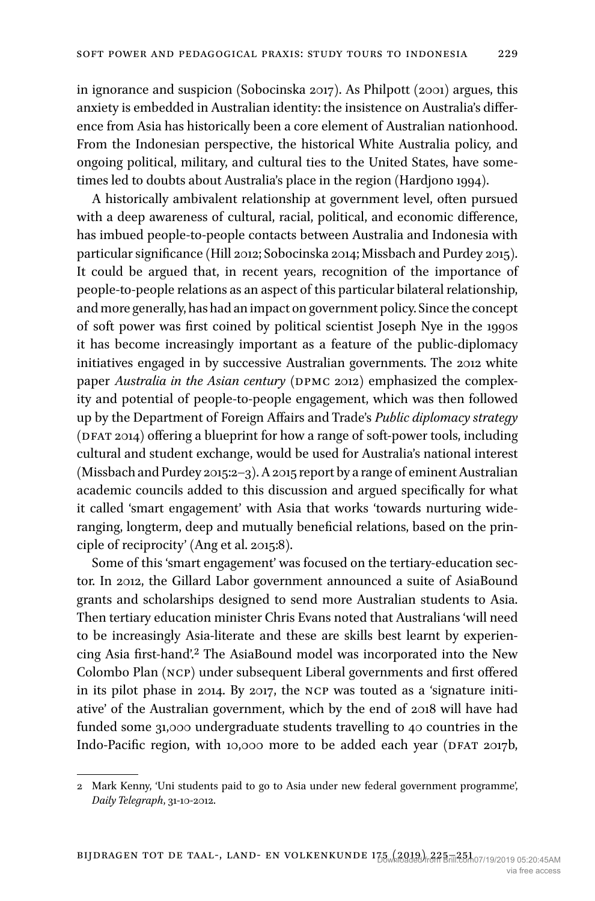in ignorance and suspicion (Sobocinska 2017). As Philpott (2001) argues, this anxiety is embedded in Australian identity: the insistence on Australia's difference from Asia has historically been a core element of Australian nationhood. From the Indonesian perspective, the historical White Australia policy, and ongoing political, military, and cultural ties to the United States, have sometimes led to doubts about Australia's place in the region (Hardjono 1994).

A historically ambivalent relationship at government level, often pursued with a deep awareness of cultural, racial, political, and economic difference, has imbued people-to-people contacts between Australia and Indonesia with particular significance (Hill 2012; Sobocinska 2014; Missbach and Purdey 2015). It could be argued that, in recent years, recognition of the importance of people-to-people relations as an aspect of this particular bilateral relationship, and more generally, has had an impact on government policy. Since the concept of soft power was first coined by political scientist Joseph Nye in the 1990s it has become increasingly important as a feature of the public-diplomacy initiatives engaged in by successive Australian governments. The 2012 white paper *Australia in the Asian century* (DPMC 2012) emphasized the complexity and potential of people-to-people engagement, which was then followed up by the Department of Foreign Affairs and Trade's *Public diplomacy strategy* (DFAT 2014) offering a blueprint for how a range of soft-power tools, including cultural and student exchange, would be used for Australia's national interest (Missbach and Purdey 2015:2–3). A 2015 report by a range of eminent Australian academic councils added to this discussion and argued specifically for what it called 'smart engagement' with Asia that works 'towards nurturing wide-ranging, longterm, deep and mutually beneficial relations, based on the principle of reciprocity' (Ang et al. 2015:8).

Some of this 'smart engagement' was focused on the tertiary-education sector. In 2012, the Gillard Labor government announced a suite of AsiaBound grants and scholarships designed to send more Australian students to Asia. Then tertiary education minister Chris Evans noted that Australians 'will need to be increasingly Asia-literate and these are skills best learnt by experiencing Asia first-hand'.[2] The AsiaBound model was incorporated into the New Colombo Plan (NCP) under subsequent Liberal governments and first offered in its pilot phase in 2014. By 2017, the NCP was touted as a 'signature initiative' of the Australian government, which by the end of 2018 will have had funded some 31,000 undergraduate students travelling to 40 countries in the Indo-Pacific region, with 10,000 more to be added each year (DFAT 2017b,

---

2 Mark Kenny, 'Uni students paid to go to Asia under new federal government programme', *Daily Telegraph*, 31-10-2012.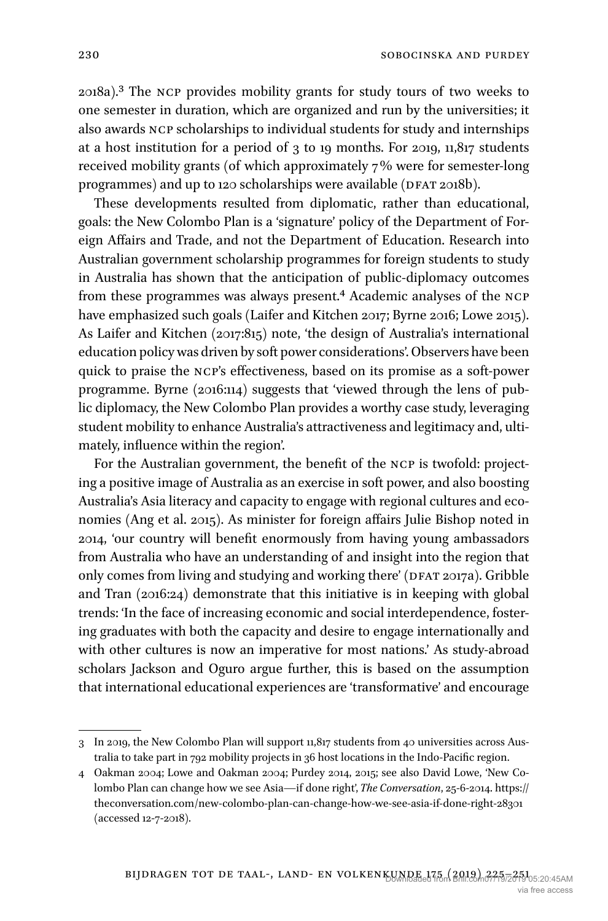2018a).[3] The NCP provides mobility grants for study tours of two weeks to one semester in duration, which are organized and run by the universities; it also awards NCP scholarships to individual students for study and internships at a host institution for a period of 3 to 19 months. For 2019, 11,817 students received mobility grants (of which approximately 7% were for semester-long programmes) and up to 120 scholarships were available (DFAT 2018b).

These developments resulted from diplomatic, rather than educational, goals: the New Colombo Plan is a 'signature' policy of the Department of Foreign Affairs and Trade, and not the Department of Education. Research into Australian government scholarship programmes for foreign students to study in Australia has shown that the anticipation of public-diplomacy outcomes from these programmes was always present.[4] Academic analyses of the NCP have emphasized such goals (Laifer and Kitchen 2017; Byrne 2016; Lowe 2015). As Laifer and Kitchen (2017:815) note, 'the design of Australia's international education policy was driven by soft power considerations'. Observers have been quick to praise the NCP's effectiveness, based on its promise as a soft-power programme. Byrne (2016:114) suggests that 'viewed through the lens of public diplomacy, the New Colombo Plan provides a worthy case study, leveraging student mobility to enhance Australia's attractiveness and legitimacy and, ultimately, influence within the region'.

For the Australian government, the benefit of the NCP is twofold: projecting a positive image of Australia as an exercise in soft power, and also boosting Australia's Asia literacy and capacity to engage with regional cultures and economies (Ang et al. 2015). As minister for foreign affairs Julie Bishop noted in 2014, 'our country will benefit enormously from having young ambassadors from Australia who have an understanding of and insight into the region that only comes from living and studying and working there' (DFAT 2017a). Gribble and Tran (2016:24) demonstrate that this initiative is in keeping with global trends: 'In the face of increasing economic and social interdependence, fostering graduates with both the capacity and desire to engage internationally and with other cultures is now an imperative for most nations.' As study-abroad scholars Jackson and Oguro argue further, this is based on the assumption that international educational experiences are 'transformative' and encourage

---

3 In 2019, the New Colombo Plan will support 11,817 students from 40 universities across Australia to take part in 792 mobility projects in 36 host locations in the Indo-Pacific region.

4 Oakman 2004; Lowe and Oakman 2004; Purdey 2014, 2015; see also David Lowe, 'New Colombo Plan can change how we see Asia—if done right', *The Conversation*, 25-6-2014. https://theconversation.com/new-colombo-plan-can-change-how-we-see-asia-if-done-right-28301 (accessed 12-7-2018).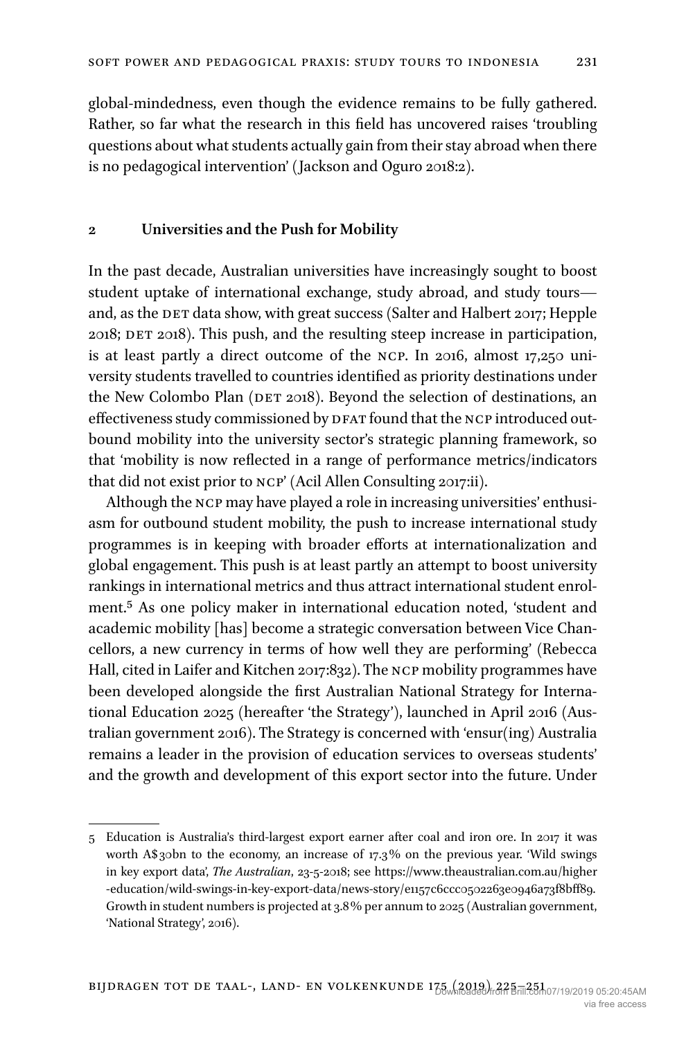global-mindedness, even though the evidence remains to be fully gathered. Rather, so far what the research in this field has uncovered raises 'troubling questions about what students actually gain from their stay abroad when there is no pedagogical intervention' (Jackson and Oguro 2018:2).

## 2 Universities and the Push for Mobility

In the past decade, Australian universities have increasingly sought to boost student uptake of international exchange, study abroad, and study tours—and, as the DET data show, with great success (Salter and Halbert 2017; Hepple 2018; DET 2018). This push, and the resulting steep increase in participation, is at least partly a direct outcome of the NCP. In 2016, almost 17,250 university students travelled to countries identified as priority destinations under the New Colombo Plan (DET 2018). Beyond the selection of destinations, an effectiveness study commissioned by DFAT found that the NCP introduced outbound mobility into the university sector's strategic planning framework, so that 'mobility is now reflected in a range of performance metrics/indicators that did not exist prior to NCP' (Acil Allen Consulting 2017:ii).

Although the NCP may have played a role in increasing universities' enthusiasm for outbound student mobility, the push to increase international study programmes is in keeping with broader efforts at internationalization and global engagement. This push is at least partly an attempt to boost university rankings in international metrics and thus attract international student enrolment.[5] As one policy maker in international education noted, 'student and academic mobility [has] become a strategic conversation between Vice Chancellors, a new currency in terms of how well they are performing' (Rebecca Hall, cited in Laifer and Kitchen 2017:832). The NCP mobility programmes have been developed alongside the first Australian National Strategy for International Education 2025 (hereafter 'the Strategy'), launched in April 2016 (Australian government 2016). The Strategy is concerned with 'ensur(ing) Australia remains a leader in the provision of education services to overseas students' and the growth and development of this export sector into the future. Under

---

5 Education is Australia's third-largest export earner after coal and iron ore. In 2017 it was worth A$30bn to the economy, an increase of 17.3% on the previous year. 'Wild swings in key export data', *The Australian*, 23-5-2018; see https://www.theaustralian.com.au/higher-education/wild-swings-in-key-export-data/news-story/e1157c6ccc0502263e0946a73f8bff89. Growth in student numbers is projected at 3.8% per annum to 2025 (Australian government, 'National Strategy', 2016).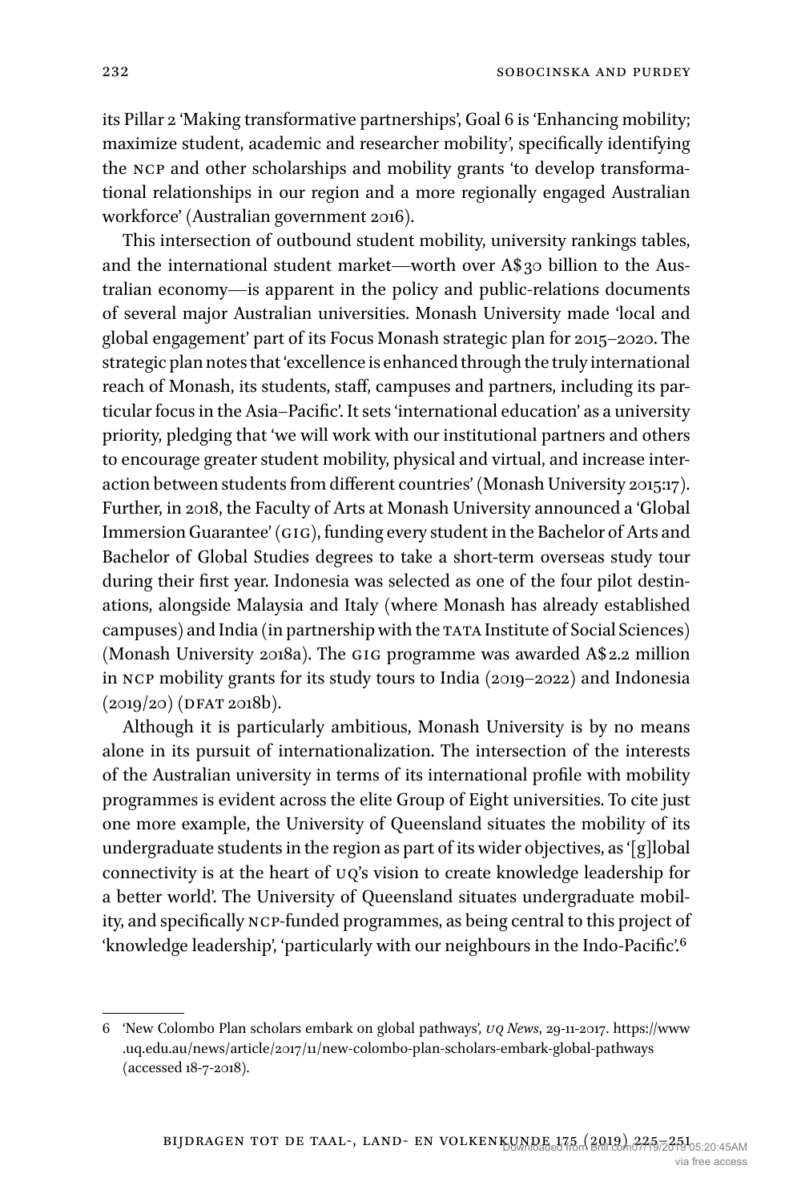its Pillar 2 'Making transformative partnerships', Goal 6 is 'Enhancing mobility; maximize student, academic and researcher mobility', specifically identifying the NCP and other scholarships and mobility grants 'to develop transformational relationships in our region and a more regionally engaged Australian workforce' (Australian government 2016).

This intersection of outbound student mobility, university rankings tables, and the international student market—worth over A$30 billion to the Australian economy—is apparent in the policy and public-relations documents of several major Australian universities. Monash University made 'local and global engagement' part of its Focus Monash strategic plan for 2015–2020. The strategic plan notes that 'excellence is enhanced through the truly international reach of Monash, its students, staff, campuses and partners, including its particular focus in the Asia–Pacific'. It sets 'international education' as a university priority, pledging that 'we will work with our institutional partners and others to encourage greater student mobility, physical and virtual, and increase interaction between students from different countries' (Monash University 2015:17). Further, in 2018, the Faculty of Arts at Monash University announced a 'Global Immersion Guarantee' (GIG), funding every student in the Bachelor of Arts and Bachelor of Global Studies degrees to take a short-term overseas study tour during their first year. Indonesia was selected as one of the four pilot destinations, alongside Malaysia and Italy (where Monash has already established campuses) and India (in partnership with the TATA Institute of Social Sciences) (Monash University 2018a). The GIG programme was awarded A$2.2 million in NCP mobility grants for its study tours to India (2019–2022) and Indonesia (2019/20) (DFAT 2018b).

Although it is particularly ambitious, Monash University is by no means alone in its pursuit of internationalization. The intersection of the interests of the Australian university in terms of its international profile with mobility programmes is evident across the elite Group of Eight universities. To cite just one more example, the University of Queensland situates the mobility of its undergraduate students in the region as part of its wider objectives, as '[g]lobal connectivity is at the heart of UQ's vision to create knowledge leadership for a better world'. The University of Queensland situates undergraduate mobility, and specifically NCP-funded programmes, as being central to this project of 'knowledge leadership', 'particularly with our neighbours in the Indo-Pacific'.[6]

---

6 'New Colombo Plan scholars embark on global pathways', *UQ News*, 29-11-2017. https://www.uq.edu.au/news/article/2017/11/new-colombo-plan-scholars-embark-global-pathways (accessed 18-7-2018).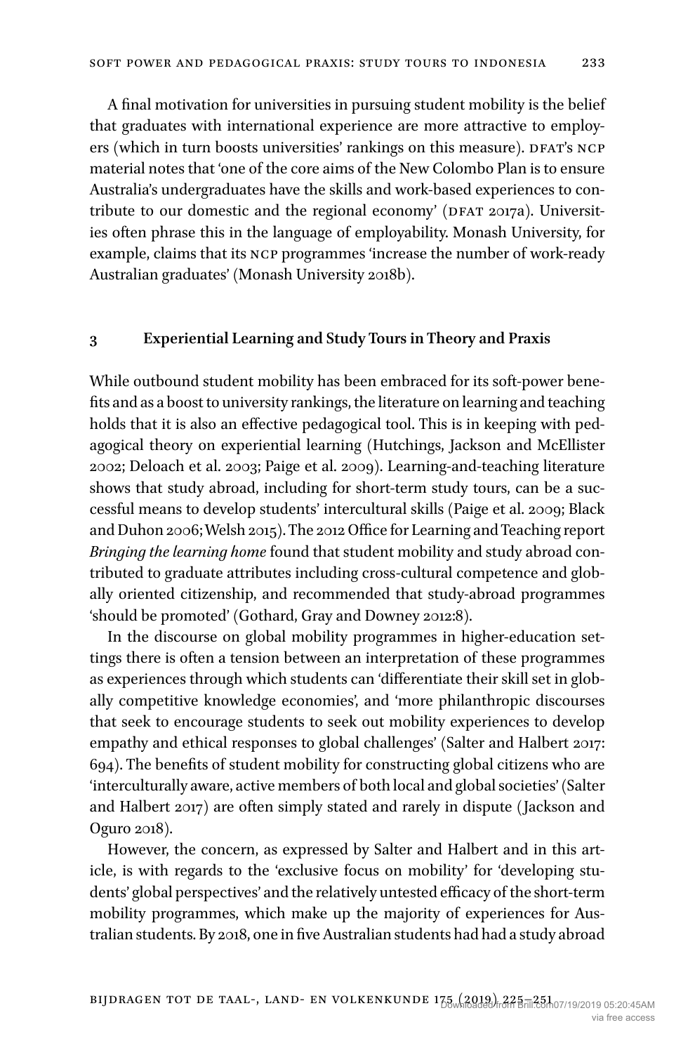A final motivation for universities in pursuing student mobility is the belief that graduates with international experience are more attractive to employers (which in turn boosts universities' rankings on this measure). DFAT's NCP material notes that 'one of the core aims of the New Colombo Plan is to ensure Australia's undergraduates have the skills and work-based experiences to contribute to our domestic and the regional economy' (DFAT 2017a). Universities often phrase this in the language of employability. Monash University, for example, claims that its NCP programmes 'increase the number of work-ready Australian graduates' (Monash University 2018b).

## 3 Experiential Learning and Study Tours in Theory and Praxis

While outbound student mobility has been embraced for its soft-power benefits and as a boost to university rankings, the literature on learning and teaching holds that it is also an effective pedagogical tool. This is in keeping with pedagogical theory on experiential learning (Hutchings, Jackson and McEllister 2002; Deloach et al. 2003; Paige et al. 2009). Learning-and-teaching literature shows that study abroad, including for short-term study tours, can be a successful means to develop students' intercultural skills (Paige et al. 2009; Black and Duhon 2006; Welsh 2015). The 2012 Office for Learning and Teaching report *Bringing the learning home* found that student mobility and study abroad contributed to graduate attributes including cross-cultural competence and globally oriented citizenship, and recommended that study-abroad programmes 'should be promoted' (Gothard, Gray and Downey 2012:8).

In the discourse on global mobility programmes in higher-education settings there is often a tension between an interpretation of these programmes as experiences through which students can 'differentiate their skill set in globally competitive knowledge economies', and 'more philanthropic discourses that seek to encourage students to seek out mobility experiences to develop empathy and ethical responses to global challenges' (Salter and Halbert 2017: 694). The benefits of student mobility for constructing global citizens who are 'interculturally aware, active members of both local and global societies' (Salter and Halbert 2017) are often simply stated and rarely in dispute (Jackson and Oguro 2018).

However, the concern, as expressed by Salter and Halbert and in this article, is with regards to the 'exclusive focus on mobility' for 'developing students' global perspectives' and the relatively untested efficacy of the short-term mobility programmes, which make up the majority of experiences for Australian students. By 2018, one in five Australian students had had a study abroad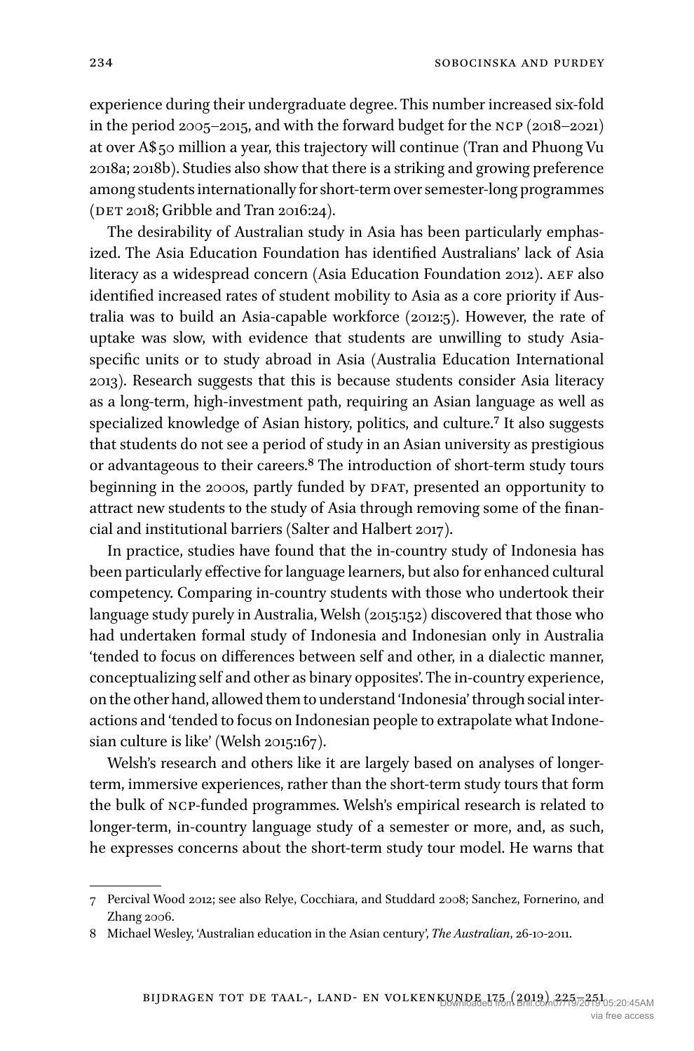experience during their undergraduate degree. This number increased six-fold in the period 2005–2015, and with the forward budget for the NCP (2018–2021) at over A$50 million a year, this trajectory will continue (Tran and Phuong Vu 2018a; 2018b). Studies also show that there is a striking and growing preference among students internationally for short-term over semester-long programmes (DET 2018; Gribble and Tran 2016:24).

The desirability of Australian study in Asia has been particularly emphasized. The Asia Education Foundation has identified Australians' lack of Asia literacy as a widespread concern (Asia Education Foundation 2012). AEF also identified increased rates of student mobility to Asia as a core priority if Australia was to build an Asia-capable workforce (2012:5). However, the rate of uptake was slow, with evidence that students are unwilling to study Asia-specific units or to study abroad in Asia (Australia Education International 2013). Research suggests that this is because students consider Asia literacy as a long-term, high-investment path, requiring an Asian language as well as specialized knowledge of Asian history, politics, and culture.[7] It also suggests that students do not see a period of study in an Asian university as prestigious or advantageous to their careers.[8] The introduction of short-term study tours beginning in the 2000s, partly funded by DFAT, presented an opportunity to attract new students to the study of Asia through removing some of the financial and institutional barriers (Salter and Halbert 2017).

In practice, studies have found that the in-country study of Indonesia has been particularly effective for language learners, but also for enhanced cultural competency. Comparing in-country students with those who undertook their language study purely in Australia, Welsh (2015:152) discovered that those who had undertaken formal study of Indonesia and Indonesian only in Australia 'tended to focus on differences between self and other, in a dialectic manner, conceptualizing self and other as binary opposites'. The in-country experience, on the other hand, allowed them to understand 'Indonesia' through social interactions and 'tended to focus on Indonesian people to extrapolate what Indonesian culture is like' (Welsh 2015:167).

Welsh's research and others like it are largely based on analyses of longer-term, immersive experiences, rather than the short-term study tours that form the bulk of NCP-funded programmes. Welsh's empirical research is related to longer-term, in-country language study of a semester or more, and, as such, he expresses concerns about the short-term study tour model. He warns that

---

7 Percival Wood 2012; see also Relye, Cocchiara, and Studdard 2008; Sanchez, Fornerino, and Zhang 2006.

8 Michael Wesley, 'Australian education in the Asian century', *The Australian*, 26-10-2011.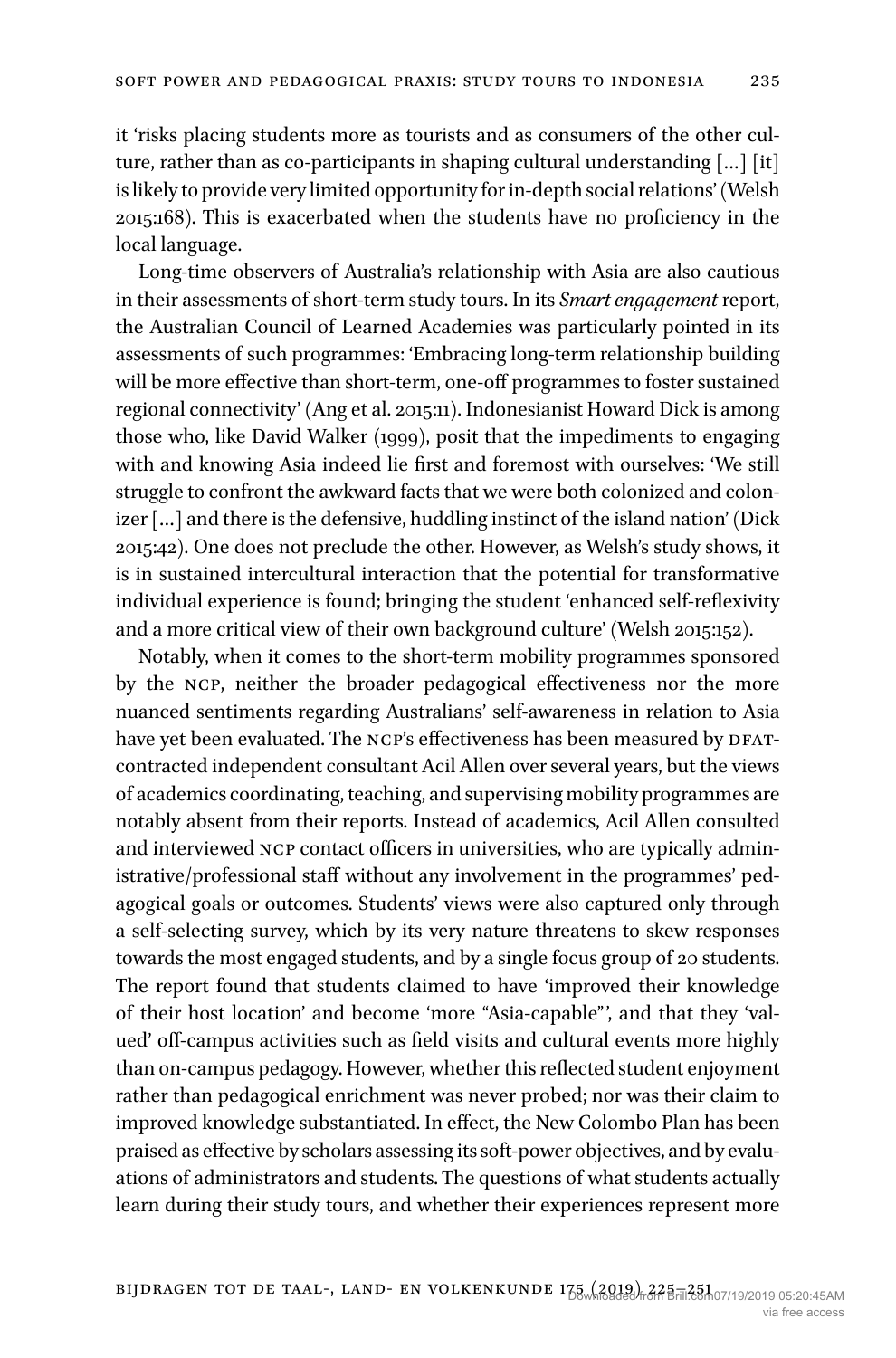it 'risks placing students more as tourists and as consumers of the other culture, rather than as co-participants in shaping cultural understanding […] [it] is likely to provide very limited opportunity for in-depth social relations' (Welsh 2015:168). This is exacerbated when the students have no proficiency in the local language.

Long-time observers of Australia's relationship with Asia are also cautious in their assessments of short-term study tours. In its *Smart engagement* report, the Australian Council of Learned Academies was particularly pointed in its assessments of such programmes: 'Embracing long-term relationship building will be more effective than short-term, one-off programmes to foster sustained regional connectivity' (Ang et al. 2015:11). Indonesianist Howard Dick is among those who, like David Walker (1999), posit that the impediments to engaging with and knowing Asia indeed lie first and foremost with ourselves: 'We still struggle to confront the awkward facts that we were both colonized and colonizer […] and there is the defensive, huddling instinct of the island nation' (Dick 2015:42). One does not preclude the other. However, as Welsh's study shows, it is in sustained intercultural interaction that the potential for transformative individual experience is found; bringing the student 'enhanced self-reflexivity and a more critical view of their own background culture' (Welsh 2015:152).

Notably, when it comes to the short-term mobility programmes sponsored by the NCP, neither the broader pedagogical effectiveness nor the more nuanced sentiments regarding Australians' self-awareness in relation to Asia have yet been evaluated. The NCP's effectiveness has been measured by DFAT-contracted independent consultant Acil Allen over several years, but the views of academics coordinating, teaching, and supervising mobility programmes are notably absent from their reports. Instead of academics, Acil Allen consulted and interviewed NCP contact officers in universities, who are typically administrative/professional staff without any involvement in the programmes' pedagogical goals or outcomes. Students' views were also captured only through a self-selecting survey, which by its very nature threatens to skew responses towards the most engaged students, and by a single focus group of 20 students. The report found that students claimed to have 'improved their knowledge of their host location' and become 'more "Asia-capable"', and that they 'valued' off-campus activities such as field visits and cultural events more highly than on-campus pedagogy. However, whether this reflected student enjoyment rather than pedagogical enrichment was never probed; nor was their claim to improved knowledge substantiated. In effect, the New Colombo Plan has been praised as effective by scholars assessing its soft-power objectives, and by evaluations of administrators and students. The questions of what students actually learn during their study tours, and whether their experiences represent more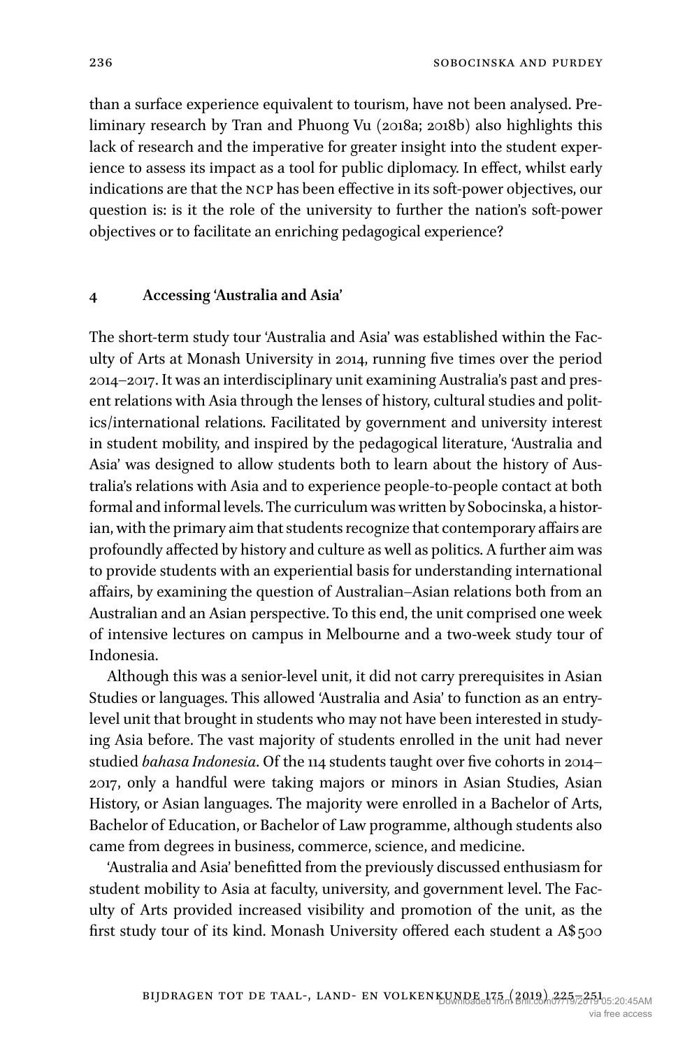than a surface experience equivalent to tourism, have not been analysed. Preliminary research by Tran and Phuong Vu (2018a; 2018b) also highlights this lack of research and the imperative for greater insight into the student experience to assess its impact as a tool for public diplomacy. In effect, whilst early indications are that the NCP has been effective in its soft-power objectives, our question is: is it the role of the university to further the nation's soft-power objectives or to facilitate an enriching pedagogical experience?

## 4 Accessing 'Australia and Asia'

The short-term study tour 'Australia and Asia' was established within the Faculty of Arts at Monash University in 2014, running five times over the period 2014–2017. It was an interdisciplinary unit examining Australia's past and present relations with Asia through the lenses of history, cultural studies and politics/international relations. Facilitated by government and university interest in student mobility, and inspired by the pedagogical literature, 'Australia and Asia' was designed to allow students both to learn about the history of Australia's relations with Asia and to experience people-to-people contact at both formal and informal levels. The curriculum was written by Sobocinska, a historian, with the primary aim that students recognize that contemporary affairs are profoundly affected by history and culture as well as politics. A further aim was to provide students with an experiential basis for understanding international affairs, by examining the question of Australian–Asian relations both from an Australian and an Asian perspective. To this end, the unit comprised one week of intensive lectures on campus in Melbourne and a two-week study tour of Indonesia.

Although this was a senior-level unit, it did not carry prerequisites in Asian Studies or languages. This allowed 'Australia and Asia' to function as an entry-level unit that brought in students who may not have been interested in studying Asia before. The vast majority of students enrolled in the unit had never studied *bahasa Indonesia*. Of the 114 students taught over five cohorts in 2014–2017, only a handful were taking majors or minors in Asian Studies, Asian History, or Asian languages. The majority were enrolled in a Bachelor of Arts, Bachelor of Education, or Bachelor of Law programme, although students also came from degrees in business, commerce, science, and medicine.

'Australia and Asia' benefitted from the previously discussed enthusiasm for student mobility to Asia at faculty, university, and government level. The Faculty of Arts provided increased visibility and promotion of the unit, as the first study tour of its kind. Monash University offered each student a A$500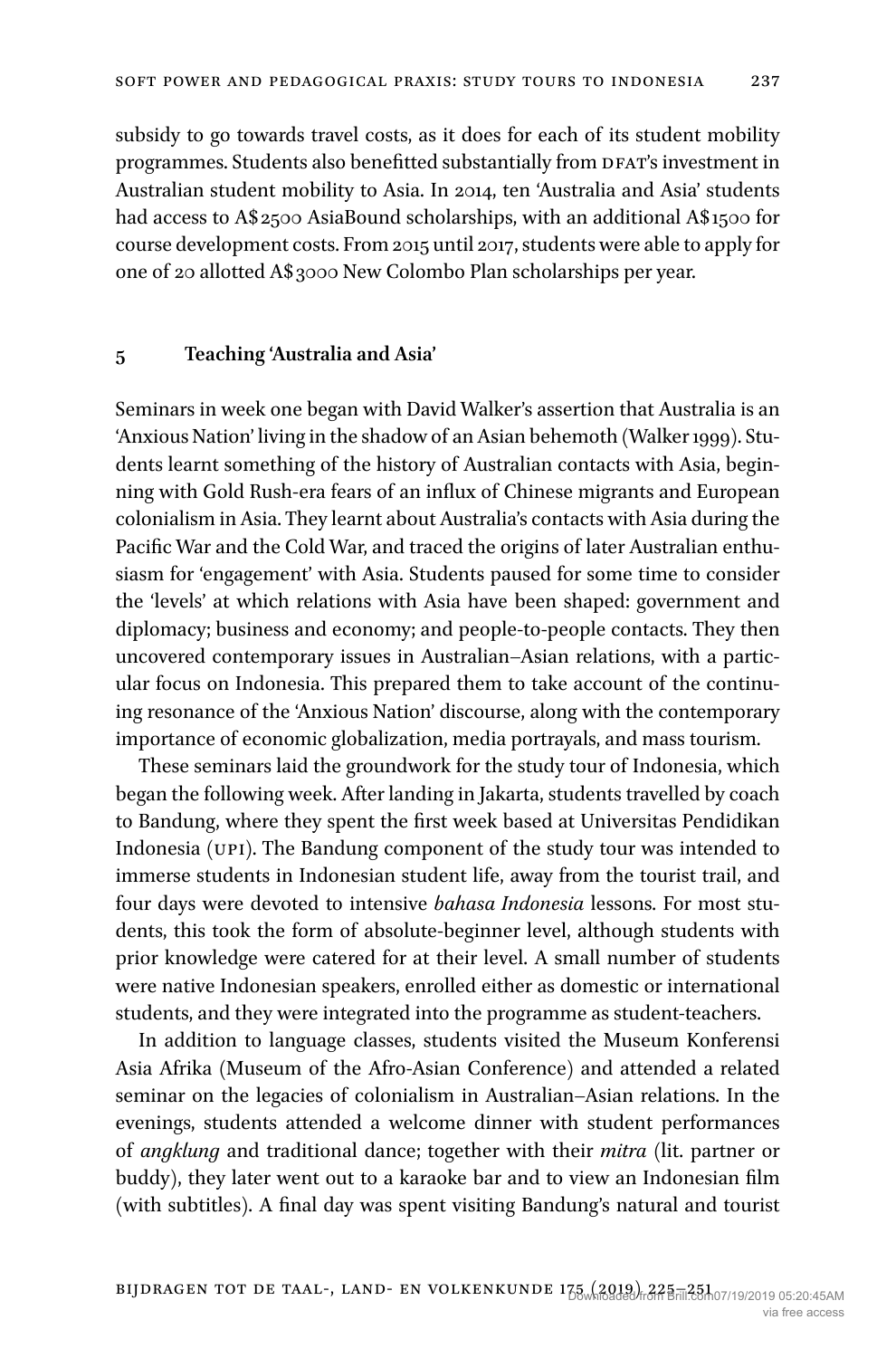subsidy to go towards travel costs, as it does for each of its student mobility programmes. Students also benefitted substantially from DFAT's investment in Australian student mobility to Asia. In 2014, ten 'Australia and Asia' students had access to A$2500 AsiaBound scholarships, with an additional A$1500 for course development costs. From 2015 until 2017, students were able to apply for one of 20 allotted A$3000 New Colombo Plan scholarships per year.

## 5 Teaching 'Australia and Asia'

Seminars in week one began with David Walker's assertion that Australia is an 'Anxious Nation' living in the shadow of an Asian behemoth (Walker 1999). Students learnt something of the history of Australian contacts with Asia, beginning with Gold Rush-era fears of an influx of Chinese migrants and European colonialism in Asia. They learnt about Australia's contacts with Asia during the Pacific War and the Cold War, and traced the origins of later Australian enthusiasm for 'engagement' with Asia. Students paused for some time to consider the 'levels' at which relations with Asia have been shaped: government and diplomacy; business and economy; and people-to-people contacts. They then uncovered contemporary issues in Australian–Asian relations, with a particular focus on Indonesia. This prepared them to take account of the continuing resonance of the 'Anxious Nation' discourse, along with the contemporary importance of economic globalization, media portrayals, and mass tourism.

These seminars laid the groundwork for the study tour of Indonesia, which began the following week. After landing in Jakarta, students travelled by coach to Bandung, where they spent the first week based at Universitas Pendidikan Indonesia (UPI). The Bandung component of the study tour was intended to immerse students in Indonesian student life, away from the tourist trail, and four days were devoted to intensive *bahasa Indonesia* lessons. For most students, this took the form of absolute-beginner level, although students with prior knowledge were catered for at their level. A small number of students were native Indonesian speakers, enrolled either as domestic or international students, and they were integrated into the programme as student-teachers.

In addition to language classes, students visited the Museum Konferensi Asia Afrika (Museum of the Afro-Asian Conference) and attended a related seminar on the legacies of colonialism in Australian–Asian relations. In the evenings, students attended a welcome dinner with student performances of *angklung* and traditional dance; together with their *mitra* (lit. partner or buddy), they later went out to a karaoke bar and to view an Indonesian film (with subtitles). A final day was spent visiting Bandung's natural and tourist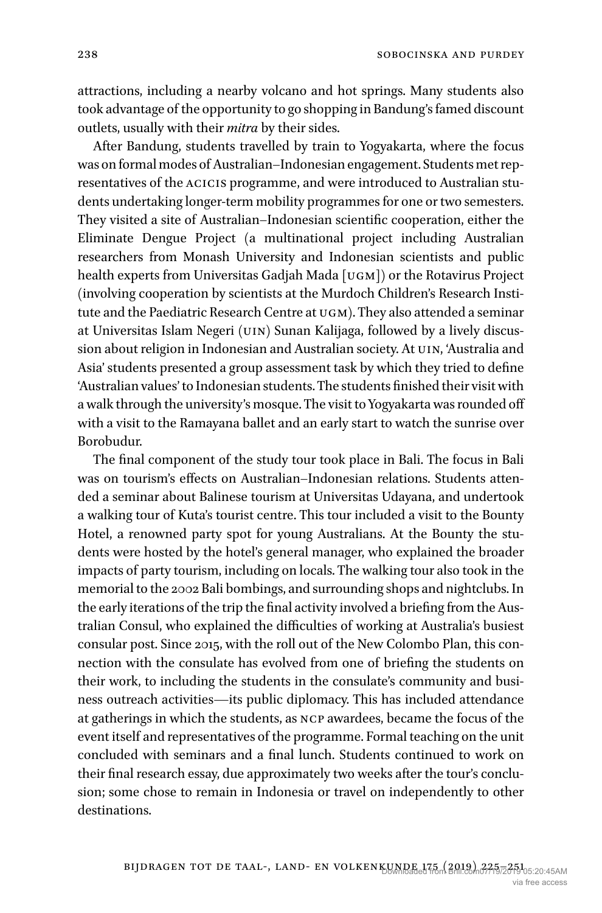attractions, including a nearby volcano and hot springs. Many students also took advantage of the opportunity to go shopping in Bandung's famed discount outlets, usually with their *mitra* by their sides.

After Bandung, students travelled by train to Yogyakarta, where the focus was on formal modes of Australian–Indonesian engagement. Students met representatives of the ACICIS programme, and were introduced to Australian students undertaking longer-term mobility programmes for one or two semesters. They visited a site of Australian–Indonesian scientific cooperation, either the Eliminate Dengue Project (a multinational project including Australian researchers from Monash University and Indonesian scientists and public health experts from Universitas Gadjah Mada [UGM]) or the Rotavirus Project (involving cooperation by scientists at the Murdoch Children's Research Institute and the Paediatric Research Centre at UGM). They also attended a seminar at Universitas Islam Negeri (UIN) Sunan Kalijaga, followed by a lively discussion about religion in Indonesian and Australian society. At UIN, 'Australia and Asia' students presented a group assessment task by which they tried to define 'Australian values' to Indonesian students. The students finished their visit with a walk through the university's mosque. The visit to Yogyakarta was rounded off with a visit to the Ramayana ballet and an early start to watch the sunrise over Borobudur.

The final component of the study tour took place in Bali. The focus in Bali was on tourism's effects on Australian–Indonesian relations. Students attended a seminar about Balinese tourism at Universitas Udayana, and undertook a walking tour of Kuta's tourist centre. This tour included a visit to the Bounty Hotel, a renowned party spot for young Australians. At the Bounty the students were hosted by the hotel's general manager, who explained the broader impacts of party tourism, including on locals. The walking tour also took in the memorial to the 2002 Bali bombings, and surrounding shops and nightclubs. In the early iterations of the trip the final activity involved a briefing from the Australian Consul, who explained the difficulties of working at Australia's busiest consular post. Since 2015, with the roll out of the New Colombo Plan, this connection with the consulate has evolved from one of briefing the students on their work, to including the students in the consulate's community and business outreach activities—its public diplomacy. This has included attendance at gatherings in which the students, as NCP awardees, became the focus of the event itself and representatives of the programme. Formal teaching on the unit concluded with seminars and a final lunch. Students continued to work on their final research essay, due approximately two weeks after the tour's conclusion; some chose to remain in Indonesia or travel on independently to other destinations.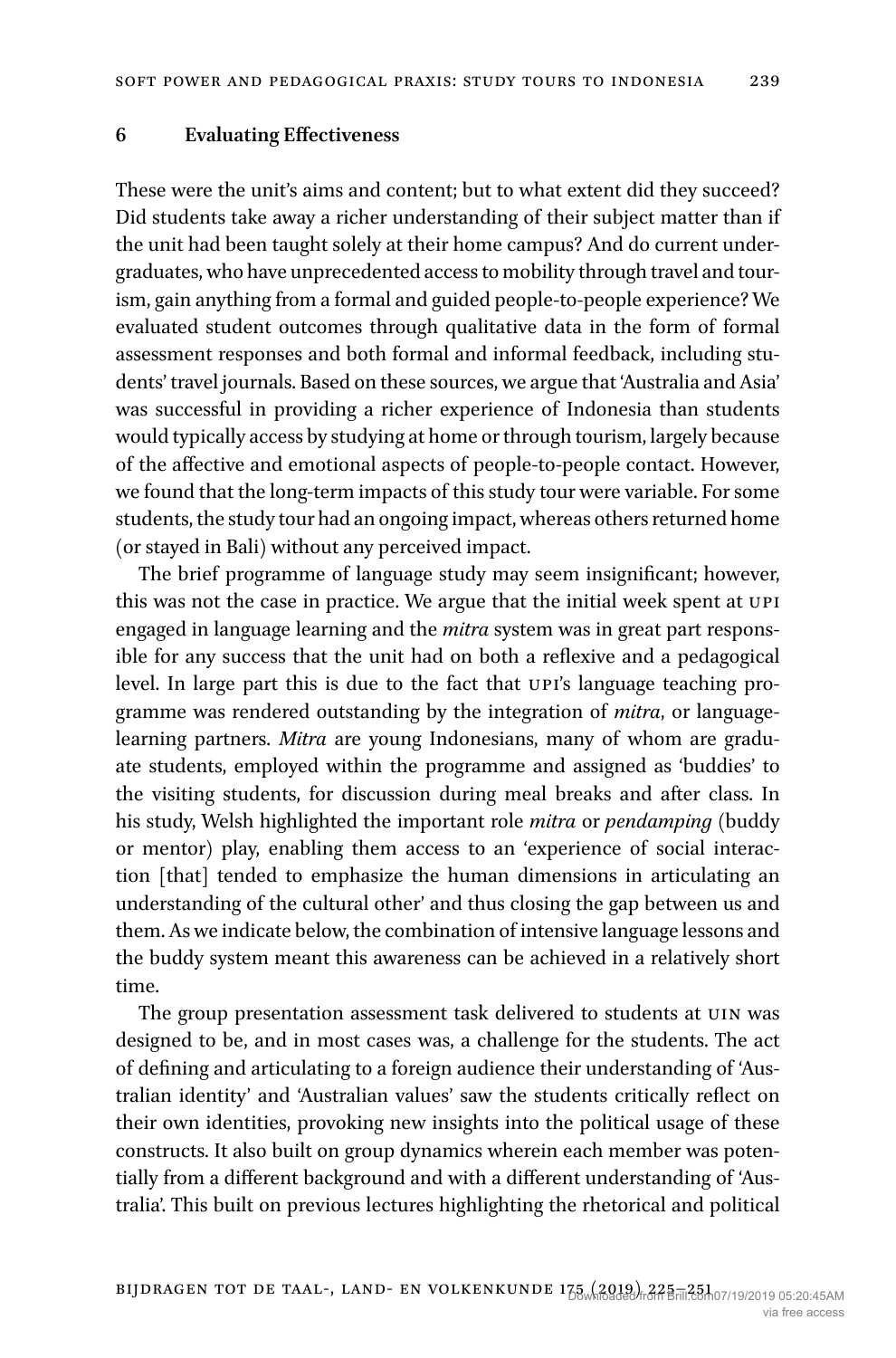## 6 Evaluating Effectiveness

These were the unit's aims and content; but to what extent did they succeed? Did students take away a richer understanding of their subject matter than if the unit had been taught solely at their home campus? And do current undergraduates, who have unprecedented access to mobility through travel and tourism, gain anything from a formal and guided people-to-people experience? We evaluated student outcomes through qualitative data in the form of formal assessment responses and both formal and informal feedback, including students' travel journals. Based on these sources, we argue that 'Australia and Asia' was successful in providing a richer experience of Indonesia than students would typically access by studying at home or through tourism, largely because of the affective and emotional aspects of people-to-people contact. However, we found that the long-term impacts of this study tour were variable. For some students, the study tour had an ongoing impact, whereas others returned home (or stayed in Bali) without any perceived impact.

The brief programme of language study may seem insignificant; however, this was not the case in practice. We argue that the initial week spent at UPI engaged in language learning and the *mitra* system was in great part responsible for any success that the unit had on both a reflexive and a pedagogical level. In large part this is due to the fact that UPI's language teaching programme was rendered outstanding by the integration of *mitra*, or language-learning partners. *Mitra* are young Indonesians, many of whom are graduate students, employed within the programme and assigned as 'buddies' to the visiting students, for discussion during meal breaks and after class. In his study, Welsh highlighted the important role *mitra* or *pendamping* (buddy or mentor) play, enabling them access to an 'experience of social interaction [that] tended to emphasize the human dimensions in articulating an understanding of the cultural other' and thus closing the gap between us and them. As we indicate below, the combination of intensive language lessons and the buddy system meant this awareness can be achieved in a relatively short time.

The group presentation assessment task delivered to students at UIN was designed to be, and in most cases was, a challenge for the students. The act of defining and articulating to a foreign audience their understanding of 'Australian identity' and 'Australian values' saw the students critically reflect on their own identities, provoking new insights into the political usage of these constructs. It also built on group dynamics wherein each member was potentially from a different background and with a different understanding of 'Australia'. This built on previous lectures highlighting the rhetorical and political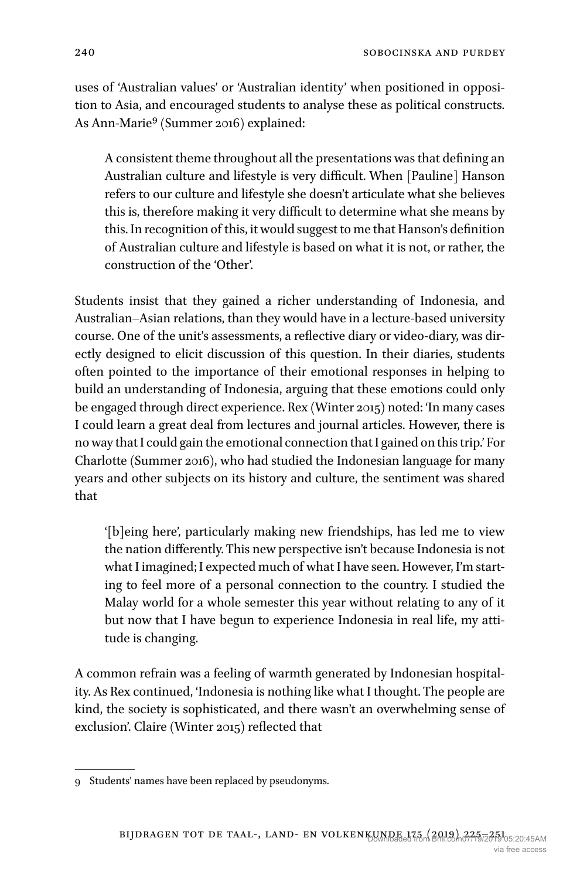uses of 'Australian values' or 'Australian identity' when positioned in opposition to Asia, and encouraged students to analyse these as political constructs. As Ann-Marie[9] (Summer 2016) explained:

> A consistent theme throughout all the presentations was that defining an Australian culture and lifestyle is very difficult. When [Pauline] Hanson refers to our culture and lifestyle she doesn't articulate what she believes this is, therefore making it very difficult to determine what she means by this. In recognition of this, it would suggest to me that Hanson's definition of Australian culture and lifestyle is based on what it is not, or rather, the construction of the 'Other'.

Students insist that they gained a richer understanding of Indonesia, and Australian–Asian relations, than they would have in a lecture-based university course. One of the unit's assessments, a reflective diary or video-diary, was directly designed to elicit discussion of this question. In their diaries, students often pointed to the importance of their emotional responses in helping to build an understanding of Indonesia, arguing that these emotions could only be engaged through direct experience. Rex (Winter 2015) noted: 'In many cases I could learn a great deal from lectures and journal articles. However, there is no way that I could gain the emotional connection that I gained on this trip.' For Charlotte (Summer 2016), who had studied the Indonesian language for many years and other subjects on its history and culture, the sentiment was shared that

> '[b]eing here', particularly making new friendships, has led me to view the nation differently. This new perspective isn't because Indonesia is not what I imagined; I expected much of what I have seen. However, I'm starting to feel more of a personal connection to the country. I studied the Malay world for a whole semester this year without relating to any of it but now that I have begun to experience Indonesia in real life, my attitude is changing.

A common refrain was a feeling of warmth generated by Indonesian hospitality. As Rex continued, 'Indonesia is nothing like what I thought. The people are kind, the society is sophisticated, and there wasn't an overwhelming sense of exclusion'. Claire (Winter 2015) reflected that

---

9 Students' names have been replaced by pseudonyms.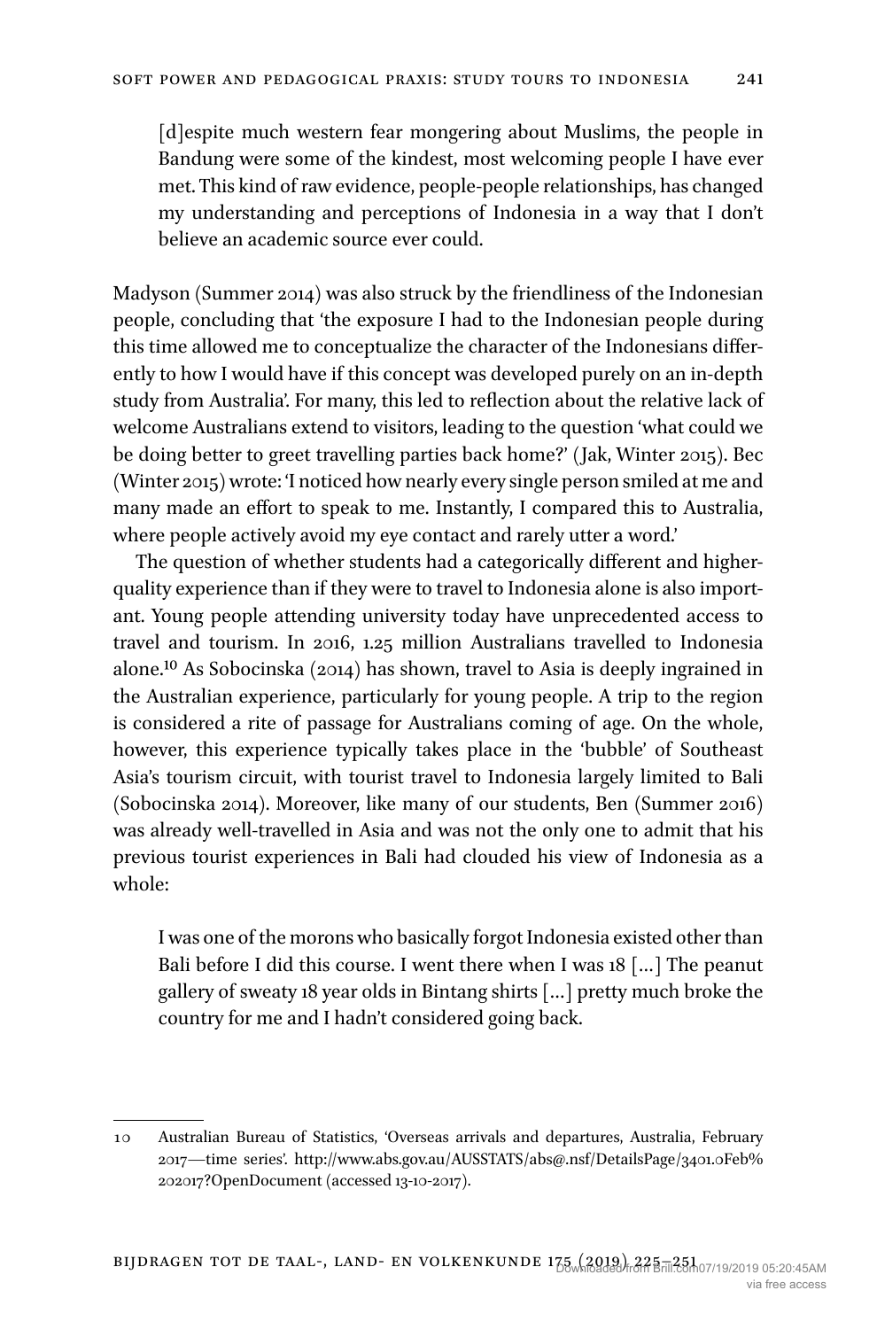> [d]espite much western fear mongering about Muslims, the people in Bandung were some of the kindest, most welcoming people I have ever met. This kind of raw evidence, people-people relationships, has changed my understanding and perceptions of Indonesia in a way that I don't believe an academic source ever could.

Madyson (Summer 2014) was also struck by the friendliness of the Indonesian people, concluding that 'the exposure I had to the Indonesian people during this time allowed me to conceptualize the character of the Indonesians differently to how I would have if this concept was developed purely on an in-depth study from Australia'. For many, this led to reflection about the relative lack of welcome Australians extend to visitors, leading to the question 'what could we be doing better to greet travelling parties back home?' (Jak, Winter 2015). Bec (Winter 2015) wrote: 'I noticed how nearly every single person smiled at me and many made an effort to speak to me. Instantly, I compared this to Australia, where people actively avoid my eye contact and rarely utter a word.'

The question of whether students had a categorically different and higher-quality experience than if they were to travel to Indonesia alone is also important. Young people attending university today have unprecedented access to travel and tourism. In 2016, 1.25 million Australians travelled to Indonesia alone.[10] As Sobocinska (2014) has shown, travel to Asia is deeply ingrained in the Australian experience, particularly for young people. A trip to the region is considered a rite of passage for Australians coming of age. On the whole, however, this experience typically takes place in the 'bubble' of Southeast Asia's tourism circuit, with tourist travel to Indonesia largely limited to Bali (Sobocinska 2014). Moreover, like many of our students, Ben (Summer 2016) was already well-travelled in Asia and was not the only one to admit that his previous tourist experiences in Bali had clouded his view of Indonesia as a whole:

> I was one of the morons who basically forgot Indonesia existed other than Bali before I did this course. I went there when I was 18 […] The peanut gallery of sweaty 18 year olds in Bintang shirts […] pretty much broke the country for me and I hadn't considered going back.

---

10 Australian Bureau of Statistics, 'Overseas arrivals and departures, Australia, February 2017—time series'. http://www.abs.gov.au/AUSSTATS/abs@.nsf/DetailsPage/3401.0Feb%202017?OpenDocument (accessed 13-10-2017).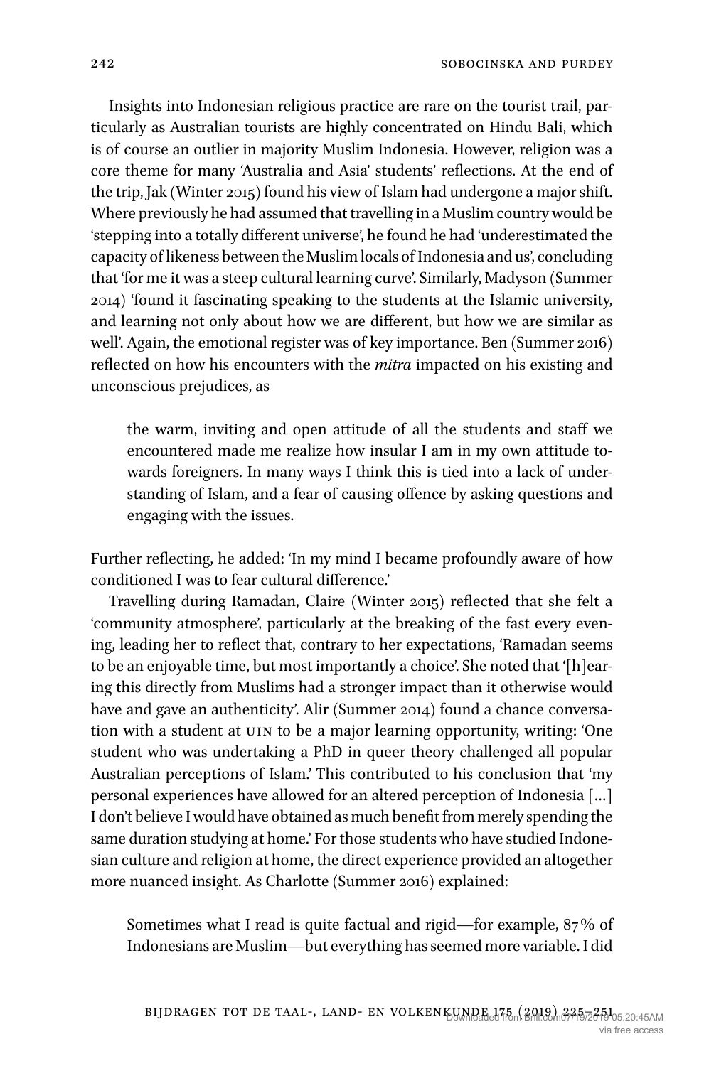Insights into Indonesian religious practice are rare on the tourist trail, particularly as Australian tourists are highly concentrated on Hindu Bali, which is of course an outlier in majority Muslim Indonesia. However, religion was a core theme for many 'Australia and Asia' students' reflections. At the end of the trip, Jak (Winter 2015) found his view of Islam had undergone a major shift. Where previously he had assumed that travelling in a Muslim country would be 'stepping into a totally different universe', he found he had 'underestimated the capacity of likeness between the Muslim locals of Indonesia and us', concluding that 'for me it was a steep cultural learning curve'. Similarly, Madyson (Summer 2014) 'found it fascinating speaking to the students at the Islamic university, and learning not only about how we are different, but how we are similar as well'. Again, the emotional register was of key importance. Ben (Summer 2016) reflected on how his encounters with the *mitra* impacted on his existing and unconscious prejudices, as

> the warm, inviting and open attitude of all the students and staff we encountered made me realize how insular I am in my own attitude towards foreigners. In many ways I think this is tied into a lack of understanding of Islam, and a fear of causing offence by asking questions and engaging with the issues.

Further reflecting, he added: 'In my mind I became profoundly aware of how conditioned I was to fear cultural difference.'

Travelling during Ramadan, Claire (Winter 2015) reflected that she felt a 'community atmosphere', particularly at the breaking of the fast every evening, leading her to reflect that, contrary to her expectations, 'Ramadan seems to be an enjoyable time, but most importantly a choice'. She noted that '[h]earing this directly from Muslims had a stronger impact than it otherwise would have and gave an authenticity'. Alir (Summer 2014) found a chance conversation with a student at UIN to be a major learning opportunity, writing: 'One student who was undertaking a PhD in queer theory challenged all popular Australian perceptions of Islam.' This contributed to his conclusion that 'my personal experiences have allowed for an altered perception of Indonesia […] I don't believe I would have obtained as much benefit from merely spending the same duration studying at home.' For those students who have studied Indonesian culture and religion at home, the direct experience provided an altogether more nuanced insight. As Charlotte (Summer 2016) explained:

> Sometimes what I read is quite factual and rigid—for example, 87% of Indonesians are Muslim—but everything has seemed more variable. I did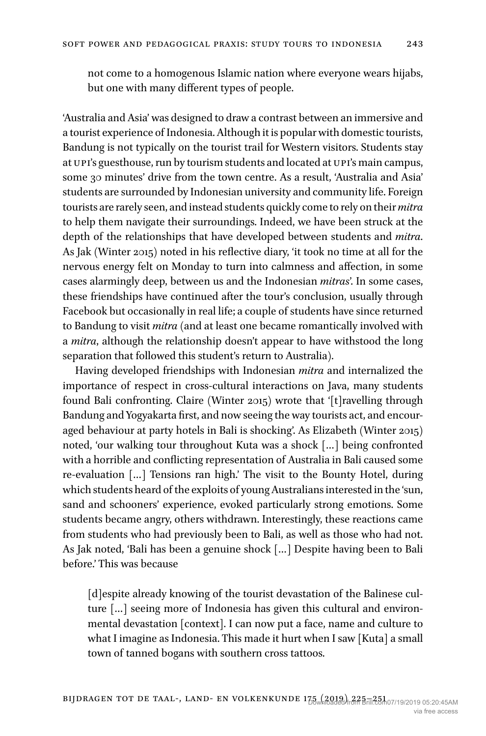not come to a homogenous Islamic nation where everyone wears hijabs, but one with many different types of people.

'Australia and Asia' was designed to draw a contrast between an immersive and a tourist experience of Indonesia. Although it is popular with domestic tourists, Bandung is not typically on the tourist trail for Western visitors. Students stay at UPI's guesthouse, run by tourism students and located at UPI's main campus, some 30 minutes' drive from the town centre. As a result, 'Australia and Asia' students are surrounded by Indonesian university and community life. Foreign tourists are rarely seen, and instead students quickly come to rely on their *mitra* to help them navigate their surroundings. Indeed, we have been struck at the depth of the relationships that have developed between students and *mitra*. As Jak (Winter 2015) noted in his reflective diary, 'it took no time at all for the nervous energy felt on Monday to turn into calmness and affection, in some cases alarmingly deep, between us and the Indonesian *mitras*'. In some cases, these friendships have continued after the tour's conclusion, usually through Facebook but occasionally in real life; a couple of students have since returned to Bandung to visit *mitra* (and at least one became romantically involved with a *mitra*, although the relationship doesn't appear to have withstood the long separation that followed this student's return to Australia).

Having developed friendships with Indonesian *mitra* and internalized the importance of respect in cross-cultural interactions on Java, many students found Bali confronting. Claire (Winter 2015) wrote that '[t]ravelling through Bandung and Yogyakarta first, and now seeing the way tourists act, and encouraged behaviour at party hotels in Bali is shocking'. As Elizabeth (Winter 2015) noted, 'our walking tour throughout Kuta was a shock […] being confronted with a horrible and conflicting representation of Australia in Bali caused some re-evaluation […] Tensions ran high.' The visit to the Bounty Hotel, during which students heard of the exploits of young Australians interested in the 'sun, sand and schooners' experience, evoked particularly strong emotions. Some students became angry, others withdrawn. Interestingly, these reactions came from students who had previously been to Bali, as well as those who had not. As Jak noted, 'Bali has been a genuine shock […] Despite having been to Bali before.' This was because

> [d]espite already knowing of the tourist devastation of the Balinese culture […] seeing more of Indonesia has given this cultural and environmental devastation [context]. I can now put a face, name and culture to what I imagine as Indonesia. This made it hurt when I saw [Kuta] a small town of tanned bogans with southern cross tattoos.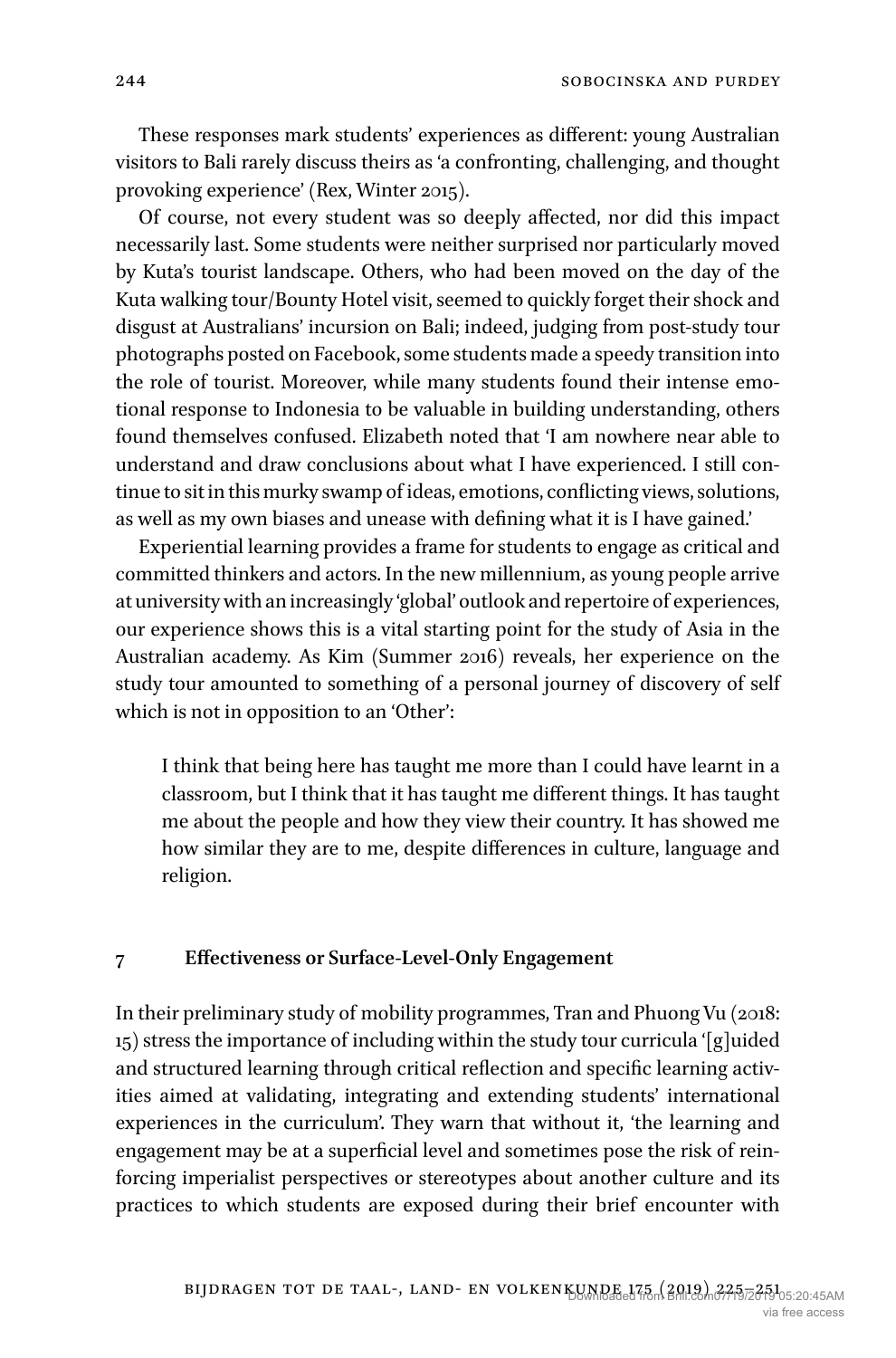These responses mark students' experiences as different: young Australian visitors to Bali rarely discuss theirs as 'a confronting, challenging, and thought provoking experience' (Rex, Winter 2015).

Of course, not every student was so deeply affected, nor did this impact necessarily last. Some students were neither surprised nor particularly moved by Kuta's tourist landscape. Others, who had been moved on the day of the Kuta walking tour/Bounty Hotel visit, seemed to quickly forget their shock and disgust at Australians' incursion on Bali; indeed, judging from post-study tour photographs posted on Facebook, some students made a speedy transition into the role of tourist. Moreover, while many students found their intense emotional response to Indonesia to be valuable in building understanding, others found themselves confused. Elizabeth noted that 'I am nowhere near able to understand and draw conclusions about what I have experienced. I still continue to sit in this murky swamp of ideas, emotions, conflicting views, solutions, as well as my own biases and unease with defining what it is I have gained.'

Experiential learning provides a frame for students to engage as critical and committed thinkers and actors. In the new millennium, as young people arrive at university with an increasingly 'global' outlook and repertoire of experiences, our experience shows this is a vital starting point for the study of Asia in the Australian academy. As Kim (Summer 2016) reveals, her experience on the study tour amounted to something of a personal journey of discovery of self which is not in opposition to an 'Other':

> I think that being here has taught me more than I could have learnt in a classroom, but I think that it has taught me different things. It has taught me about the people and how they view their country. It has showed me how similar they are to me, despite differences in culture, language and religion.

## 7 Effectiveness or Surface-Level-Only Engagement

In their preliminary study of mobility programmes, Tran and Phuong Vu (2018: 15) stress the importance of including within the study tour curricula '[g]uided and structured learning through critical reflection and specific learning activities aimed at validating, integrating and extending students' international experiences in the curriculum'. They warn that without it, 'the learning and engagement may be at a superficial level and sometimes pose the risk of reinforcing imperialist perspectives or stereotypes about another culture and its practices to which students are exposed during their brief encounter with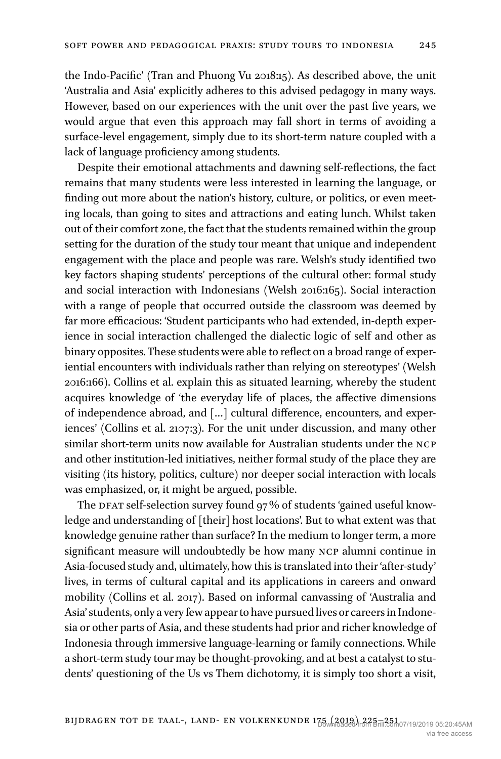the Indo-Pacific' (Tran and Phuong Vu 2018:15). As described above, the unit 'Australia and Asia' explicitly adheres to this advised pedagogy in many ways. However, based on our experiences with the unit over the past five years, we would argue that even this approach may fall short in terms of avoiding a surface-level engagement, simply due to its short-term nature coupled with a lack of language proficiency among students.

Despite their emotional attachments and dawning self-reflections, the fact remains that many students were less interested in learning the language, or finding out more about the nation's history, culture, or politics, or even meeting locals, than going to sites and attractions and eating lunch. Whilst taken out of their comfort zone, the fact that the students remained within the group setting for the duration of the study tour meant that unique and independent engagement with the place and people was rare. Welsh's study identified two key factors shaping students' perceptions of the cultural other: formal study and social interaction with Indonesians (Welsh 2016:165). Social interaction with a range of people that occurred outside the classroom was deemed by far more efficacious: 'Student participants who had extended, in-depth experience in social interaction challenged the dialectic logic of self and other as binary opposites. These students were able to reflect on a broad range of experiential encounters with individuals rather than relying on stereotypes' (Welsh 2016:166). Collins et al. explain this as situated learning, whereby the student acquires knowledge of 'the everyday life of places, the affective dimensions of independence abroad, and […] cultural difference, encounters, and experiences' (Collins et al. 2107:3). For the unit under discussion, and many other similar short-term units now available for Australian students under the NCP and other institution-led initiatives, neither formal study of the place they are visiting (its history, politics, culture) nor deeper social interaction with locals was emphasized, or, it might be argued, possible.

The DFAT self-selection survey found 97% of students 'gained useful knowledge and understanding of [their] host locations'. But to what extent was that knowledge genuine rather than surface? In the medium to longer term, a more significant measure will undoubtedly be how many NCP alumni continue in Asia-focused study and, ultimately, how this is translated into their 'after-study' lives, in terms of cultural capital and its applications in careers and onward mobility (Collins et al. 2017). Based on informal canvassing of 'Australia and Asia' students, only a very few appear to have pursued lives or careers in Indonesia or other parts of Asia, and these students had prior and richer knowledge of Indonesia through immersive language-learning or family connections. While a short-term study tour may be thought-provoking, and at best a catalyst to students' questioning of the Us vs Them dichotomy, it is simply too short a visit,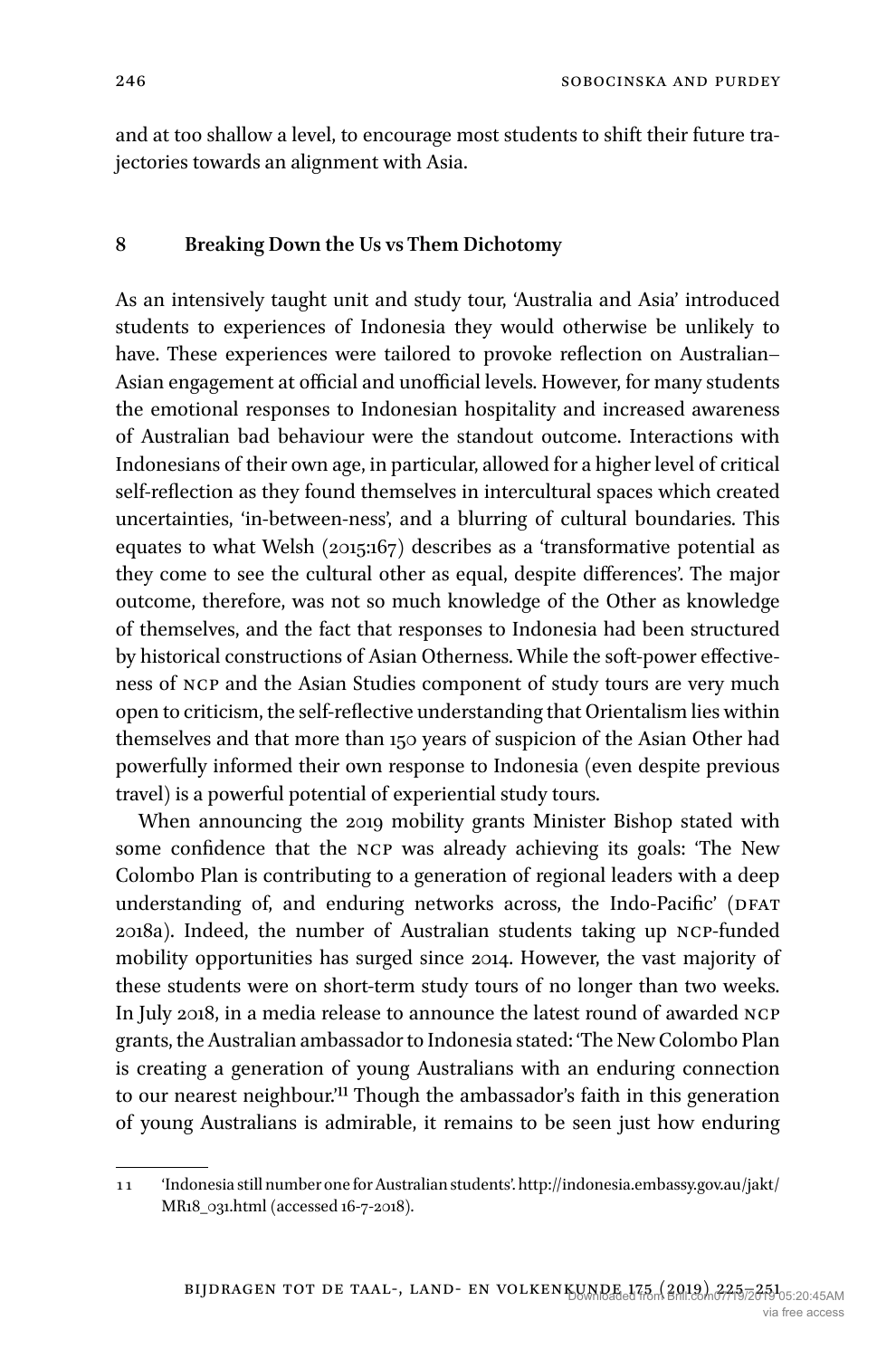and at too shallow a level, to encourage most students to shift their future trajectories towards an alignment with Asia.

## 8 Breaking Down the Us vs Them Dichotomy

As an intensively taught unit and study tour, 'Australia and Asia' introduced students to experiences of Indonesia they would otherwise be unlikely to have. These experiences were tailored to provoke reflection on Australian–Asian engagement at official and unofficial levels. However, for many students the emotional responses to Indonesian hospitality and increased awareness of Australian bad behaviour were the standout outcome. Interactions with Indonesians of their own age, in particular, allowed for a higher level of critical self-reflection as they found themselves in intercultural spaces which created uncertainties, 'in-between-ness', and a blurring of cultural boundaries. This equates to what Welsh (2015:167) describes as a 'transformative potential as they come to see the cultural other as equal, despite differences'. The major outcome, therefore, was not so much knowledge of the Other as knowledge of themselves, and the fact that responses to Indonesia had been structured by historical constructions of Asian Otherness. While the soft-power effectiveness of NCP and the Asian Studies component of study tours are very much open to criticism, the self-reflective understanding that Orientalism lies within themselves and that more than 150 years of suspicion of the Asian Other had powerfully informed their own response to Indonesia (even despite previous travel) is a powerful potential of experiential study tours.

When announcing the 2019 mobility grants Minister Bishop stated with some confidence that the NCP was already achieving its goals: 'The New Colombo Plan is contributing to a generation of regional leaders with a deep understanding of, and enduring networks across, the Indo-Pacific' (DFAT 2018a). Indeed, the number of Australian students taking up NCP-funded mobility opportunities has surged since 2014. However, the vast majority of these students were on short-term study tours of no longer than two weeks. In July 2018, in a media release to announce the latest round of awarded NCP grants, the Australian ambassador to Indonesia stated: 'The New Colombo Plan is creating a generation of young Australians with an enduring connection to our nearest neighbour.'[11] Though the ambassador's faith in this generation of young Australians is admirable, it remains to be seen just how enduring

---

11 'Indonesia still number one for Australian students'. http://indonesia.embassy.gov.au/jakt/MR18_031.html (accessed 16-7-2018).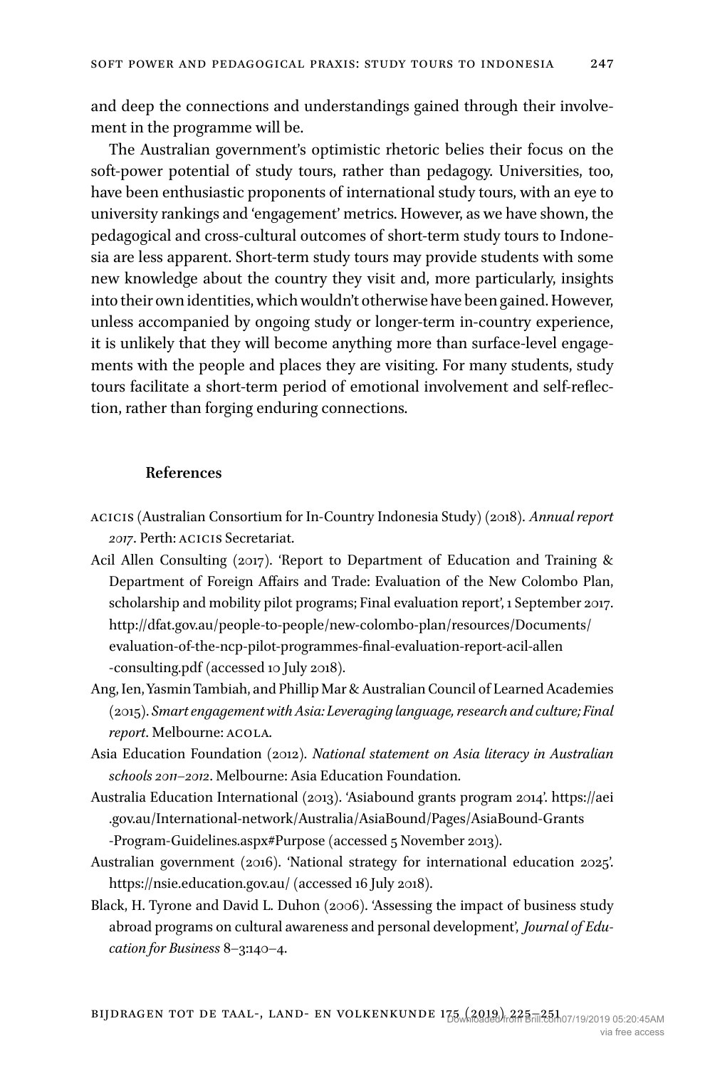and deep the connections and understandings gained through their involvement in the programme will be.

The Australian government's optimistic rhetoric belies their focus on the soft-power potential of study tours, rather than pedagogy. Universities, too, have been enthusiastic proponents of international study tours, with an eye to university rankings and 'engagement' metrics. However, as we have shown, the pedagogical and cross-cultural outcomes of short-term study tours to Indonesia are less apparent. Short-term study tours may provide students with some new knowledge about the country they visit and, more particularly, insights into their own identities, which wouldn't otherwise have been gained. However, unless accompanied by ongoing study or longer-term in-country experience, it is unlikely that they will become anything more than surface-level engagements with the people and places they are visiting. For many students, study tours facilitate a short-term period of emotional involvement and self-reflection, rather than forging enduring connections.

## References

ACICIS (Australian Consortium for In-Country Indonesia Study) (2018). *Annual report 2017*. Perth: ACICIS Secretariat.

Acil Allen Consulting (2017). 'Report to Department of Education and Training & Department of Foreign Affairs and Trade: Evaluation of the New Colombo Plan, scholarship and mobility pilot programs; Final evaluation report', 1 September 2017. http://dfat.gov.au/people-to-people/new-colombo-plan/resources/Documents/evaluation-of-the-ncp-pilot-programmes-final-evaluation-report-acil-allen-consulting.pdf (accessed 10 July 2018).

Ang, Ien, Yasmin Tambiah, and Phillip Mar & Australian Council of Learned Academies (2015). *Smart engagement with Asia: Leveraging language, research and culture; Final report*. Melbourne: ACOLA.

Asia Education Foundation (2012). *National statement on Asia literacy in Australian schools 2011–2012*. Melbourne: Asia Education Foundation.

Australia Education International (2013). 'Asiabound grants program 2014'. https://aei.gov.au/International-network/Australia/AsiaBound/Pages/AsiaBound-Grants-Program-Guidelines.aspx#Purpose (accessed 5 November 2013).

Australian government (2016). 'National strategy for international education 2025'. https://nsie.education.gov.au/ (accessed 16 July 2018).

Black, H. Tyrone and David L. Duhon (2006). 'Assessing the impact of business study abroad programs on cultural awareness and personal development', *Journal of Education for Business* 8–3:140–4.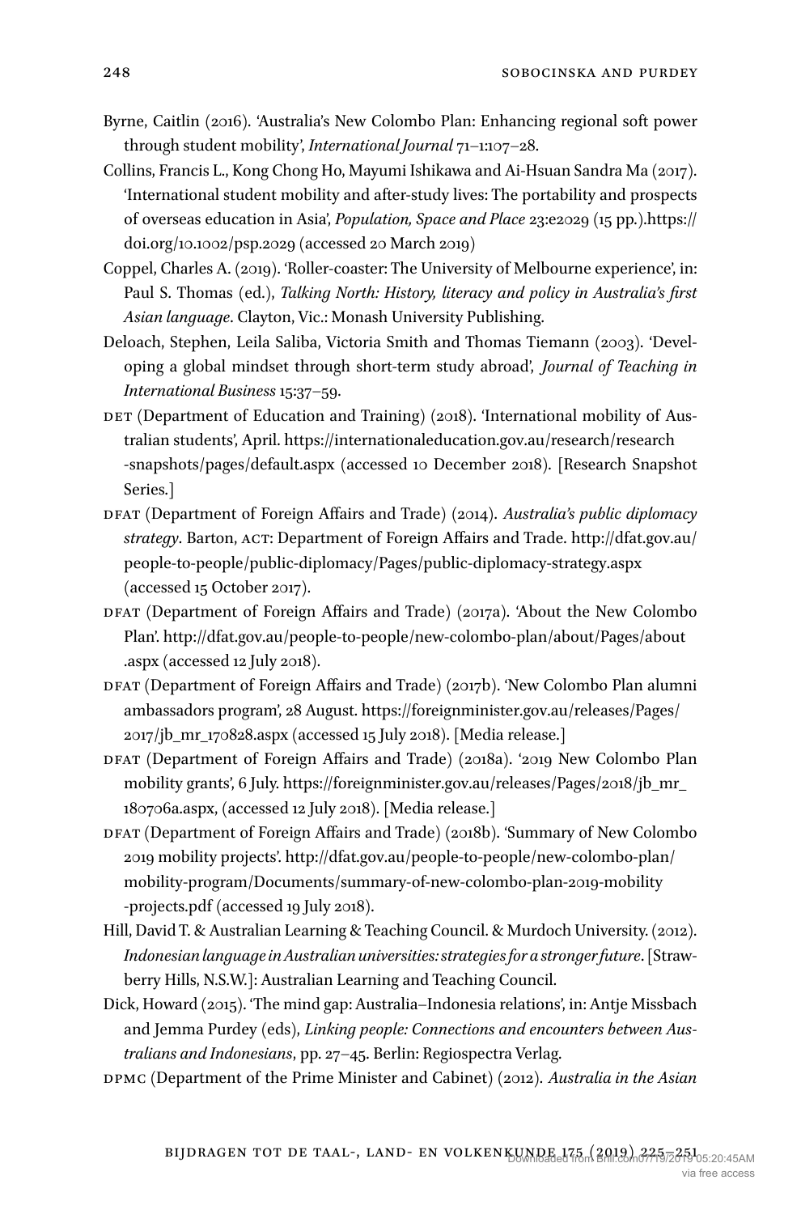Byrne, Caitlin (2016). 'Australia's New Colombo Plan: Enhancing regional soft power through student mobility', *International Journal* 71–1:107–28.

Collins, Francis L., Kong Chong Ho, Mayumi Ishikawa and Ai-Hsuan Sandra Ma (2017). 'International student mobility and after-study lives: The portability and prospects of overseas education in Asia', *Population, Space and Place* 23:e2029 (15 pp.).https://doi.org/10.1002/psp.2029 (accessed 20 March 2019)

Coppel, Charles A. (2019). 'Roller-coaster: The University of Melbourne experience', in: Paul S. Thomas (ed.), *Talking North: History, literacy and policy in Australia's first Asian language*. Clayton, Vic.: Monash University Publishing.

Deloach, Stephen, Leila Saliba, Victoria Smith and Thomas Tiemann (2003). 'Developing a global mindset through short-term study abroad', *Journal of Teaching in International Business* 15:37–59.

DET (Department of Education and Training) (2018). 'International mobility of Australian students', April. https://internationaleducation.gov.au/research/research-snapshots/pages/default.aspx (accessed 10 December 2018). [Research Snapshot Series.]

DFAT (Department of Foreign Affairs and Trade) (2014). *Australia's public diplomacy strategy*. Barton, ACT: Department of Foreign Affairs and Trade. http://dfat.gov.au/people-to-people/public-diplomacy/Pages/public-diplomacy-strategy.aspx (accessed 15 October 2017).

DFAT (Department of Foreign Affairs and Trade) (2017a). 'About the New Colombo Plan'. http://dfat.gov.au/people-to-people/new-colombo-plan/about/Pages/about.aspx (accessed 12 July 2018).

DFAT (Department of Foreign Affairs and Trade) (2017b). 'New Colombo Plan alumni ambassadors program', 28 August. https://foreignminister.gov.au/releases/Pages/2017/jb_mr_170828.aspx (accessed 15 July 2018). [Media release.]

DFAT (Department of Foreign Affairs and Trade) (2018a). '2019 New Colombo Plan mobility grants', 6 July. https://foreignminister.gov.au/releases/Pages/2018/jb_mr_180706a.aspx, (accessed 12 July 2018). [Media release.]

DFAT (Department of Foreign Affairs and Trade) (2018b). 'Summary of New Colombo 2019 mobility projects'. http://dfat.gov.au/people-to-people/new-colombo-plan/mobility-program/Documents/summary-of-new-colombo-plan-2019-mobility-projects.pdf (accessed 19 July 2018).

Hill, David T. & Australian Learning & Teaching Council. & Murdoch University. (2012). *Indonesian language in Australian universities: strategies for a stronger future*. [Strawberry Hills, N.S.W.]: Australian Learning and Teaching Council.

Dick, Howard (2015). 'The mind gap: Australia–Indonesia relations', in: Antje Missbach and Jemma Purdey (eds), *Linking people: Connections and encounters between Australians and Indonesians*, pp. 27–45. Berlin: Regiospectra Verlag.

DPMC (Department of the Prime Minister and Cabinet) (2012). *Australia in the Asian*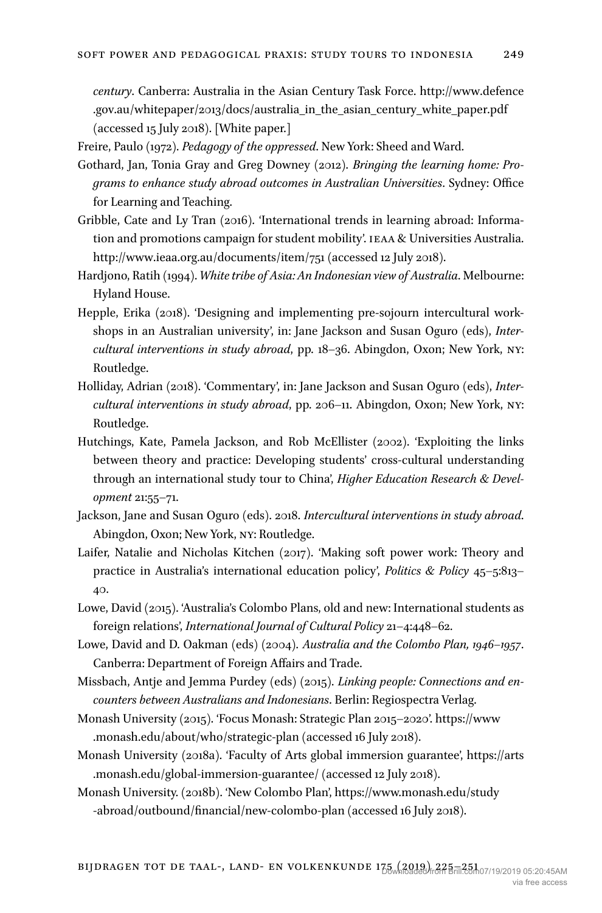*century*. Canberra: Australia in the Asian Century Task Force. http://www.defence.gov.au/whitepaper/2013/docs/australia_in_the_asian_century_white_paper.pdf (accessed 15 July 2018). [White paper.]

Freire, Paulo (1972). *Pedagogy of the oppressed*. New York: Sheed and Ward.

Gothard, Jan, Tonia Gray and Greg Downey (2012). *Bringing the learning home: Programs to enhance study abroad outcomes in Australian Universities*. Sydney: Office for Learning and Teaching.

Gribble, Cate and Ly Tran (2016). 'International trends in learning abroad: Information and promotions campaign for student mobility'. IEAA & Universities Australia. http://www.ieaa.org.au/documents/item/751 (accessed 12 July 2018).

Hardjono, Ratih (1994). *White tribe of Asia: An Indonesian view of Australia*. Melbourne: Hyland House.

Hepple, Erika (2018). 'Designing and implementing pre-sojourn intercultural workshops in an Australian university', in: Jane Jackson and Susan Oguro (eds), *Intercultural interventions in study abroad*, pp. 18–36. Abingdon, Oxon; New York, NY: Routledge.

Holliday, Adrian (2018). 'Commentary', in: Jane Jackson and Susan Oguro (eds), *Intercultural interventions in study abroad*, pp. 206–11. Abingdon, Oxon; New York, NY: Routledge.

Hutchings, Kate, Pamela Jackson, and Rob McEllister (2002). 'Exploiting the links between theory and practice: Developing students' cross-cultural understanding through an international study tour to China', *Higher Education Research & Development* 21:55–71.

Jackson, Jane and Susan Oguro (eds). 2018. *Intercultural interventions in study abroad*. Abingdon, Oxon; New York, NY: Routledge.

Laifer, Natalie and Nicholas Kitchen (2017). 'Making soft power work: Theory and practice in Australia's international education policy', *Politics & Policy* 45–5:813–40.

Lowe, David (2015). 'Australia's Colombo Plans, old and new: International students as foreign relations', *International Journal of Cultural Policy* 21–4:448–62.

Lowe, David and D. Oakman (eds) (2004). *Australia and the Colombo Plan, 1946–1957*. Canberra: Department of Foreign Affairs and Trade.

Missbach, Antje and Jemma Purdey (eds) (2015). *Linking people: Connections and encounters between Australians and Indonesians*. Berlin: Regiospectra Verlag.

Monash University (2015). 'Focus Monash: Strategic Plan 2015–2020'. https://www.monash.edu/about/who/strategic-plan (accessed 16 July 2018).

Monash University (2018a). 'Faculty of Arts global immersion guarantee', https://arts.monash.edu/global-immersion-guarantee/ (accessed 12 July 2018).

Monash University. (2018b). 'New Colombo Plan', https://www.monash.edu/study-abroad/outbound/financial/new-colombo-plan (accessed 16 July 2018).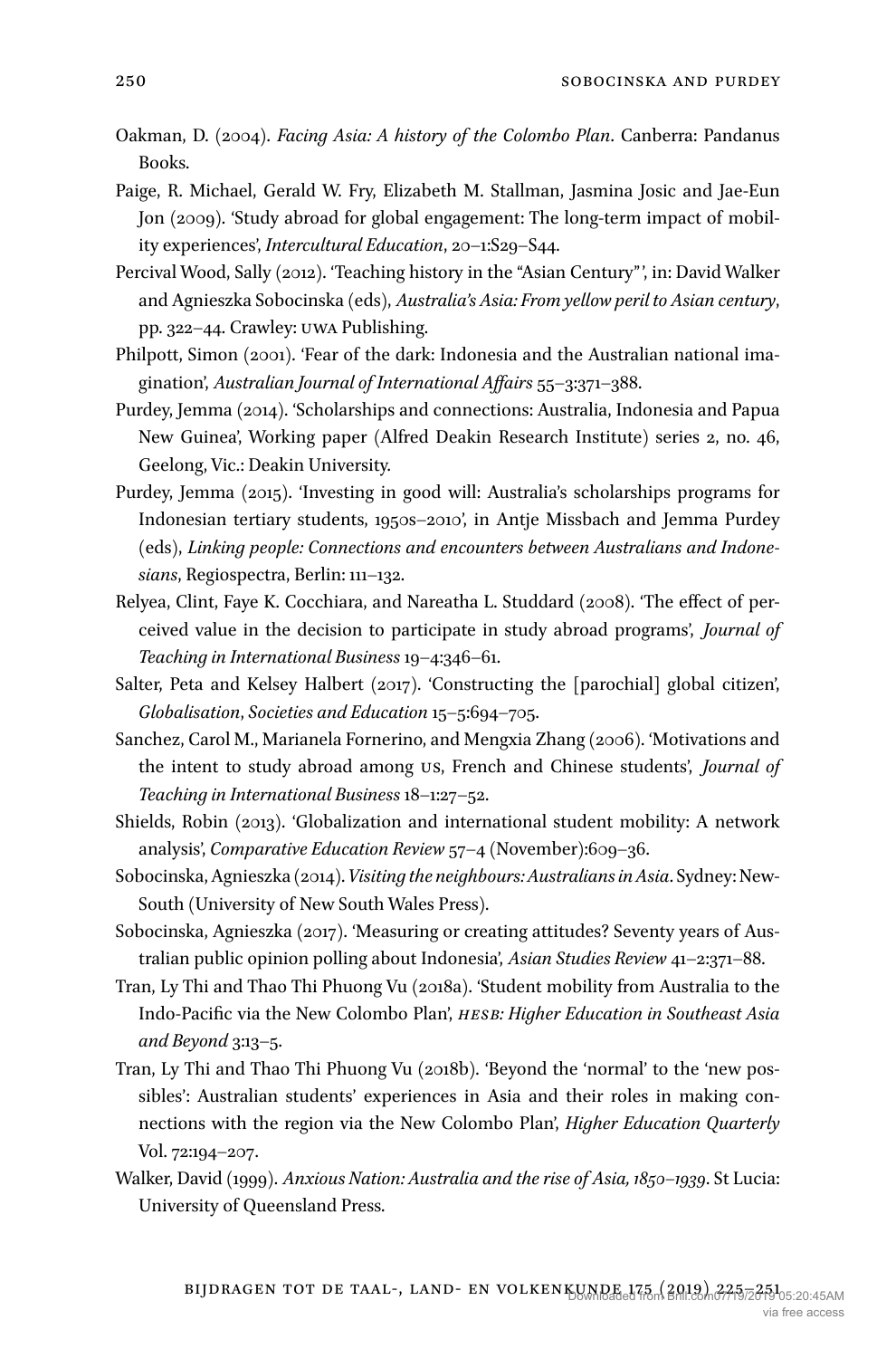Oakman, D. (2004). *Facing Asia: A history of the Colombo Plan*. Canberra: Pandanus Books.

Paige, R. Michael, Gerald W. Fry, Elizabeth M. Stallman, Jasmina Josic and Jae-Eun Jon (2009). 'Study abroad for global engagement: The long-term impact of mobility experiences', *Intercultural Education*, 20–1:S29–S44.

Percival Wood, Sally (2012). 'Teaching history in the "Asian Century"', in: David Walker and Agnieszka Sobocinska (eds), *Australia's Asia: From yellow peril to Asian century*, pp. 322–44. Crawley: UWA Publishing.

Philpott, Simon (2001). 'Fear of the dark: Indonesia and the Australian national imagination', *Australian Journal of International Affairs* 55–3:371–388.

Purdey, Jemma (2014). 'Scholarships and connections: Australia, Indonesia and Papua New Guinea', Working paper (Alfred Deakin Research Institute) series 2, no. 46, Geelong, Vic.: Deakin University.

Purdey, Jemma (2015). 'Investing in good will: Australia's scholarships programs for Indonesian tertiary students, 1950s–2010', in Antje Missbach and Jemma Purdey (eds), *Linking people: Connections and encounters between Australians and Indonesians*, Regiospectra, Berlin: 111–132.

Relyea, Clint, Faye K. Cocchiara, and Nareatha L. Studdard (2008). 'The effect of perceived value in the decision to participate in study abroad programs', *Journal of Teaching in International Business* 19–4:346–61.

Salter, Peta and Kelsey Halbert (2017). 'Constructing the [parochial] global citizen', *Globalisation, Societies and Education* 15–5:694–705.

Sanchez, Carol M., Marianela Fornerino, and Mengxia Zhang (2006). 'Motivations and the intent to study abroad among US, French and Chinese students', *Journal of Teaching in International Business* 18–1:27–52.

Shields, Robin (2013). 'Globalization and international student mobility: A network analysis', *Comparative Education Review* 57–4 (November):609–36.

Sobocinska, Agnieszka (2014). *Visiting the neighbours: Australians in Asia*. Sydney: NewSouth (University of New South Wales Press).

Sobocinska, Agnieszka (2017). 'Measuring or creating attitudes? Seventy years of Australian public opinion polling about Indonesia', *Asian Studies Review* 41–2:371–88.

Tran, Ly Thi and Thao Thi Phuong Vu (2018a). 'Student mobility from Australia to the Indo-Pacific via the New Colombo Plan', *HESB: Higher Education in Southeast Asia and Beyond* 3:13–5.

Tran, Ly Thi and Thao Thi Phuong Vu (2018b). 'Beyond the 'normal' to the 'new possibles': Australian students' experiences in Asia and their roles in making connections with the region via the New Colombo Plan', *Higher Education Quarterly* Vol. 72:194–207.

Walker, David (1999). *Anxious Nation: Australia and the rise of Asia, 1850–1939*. St Lucia: University of Queensland Press.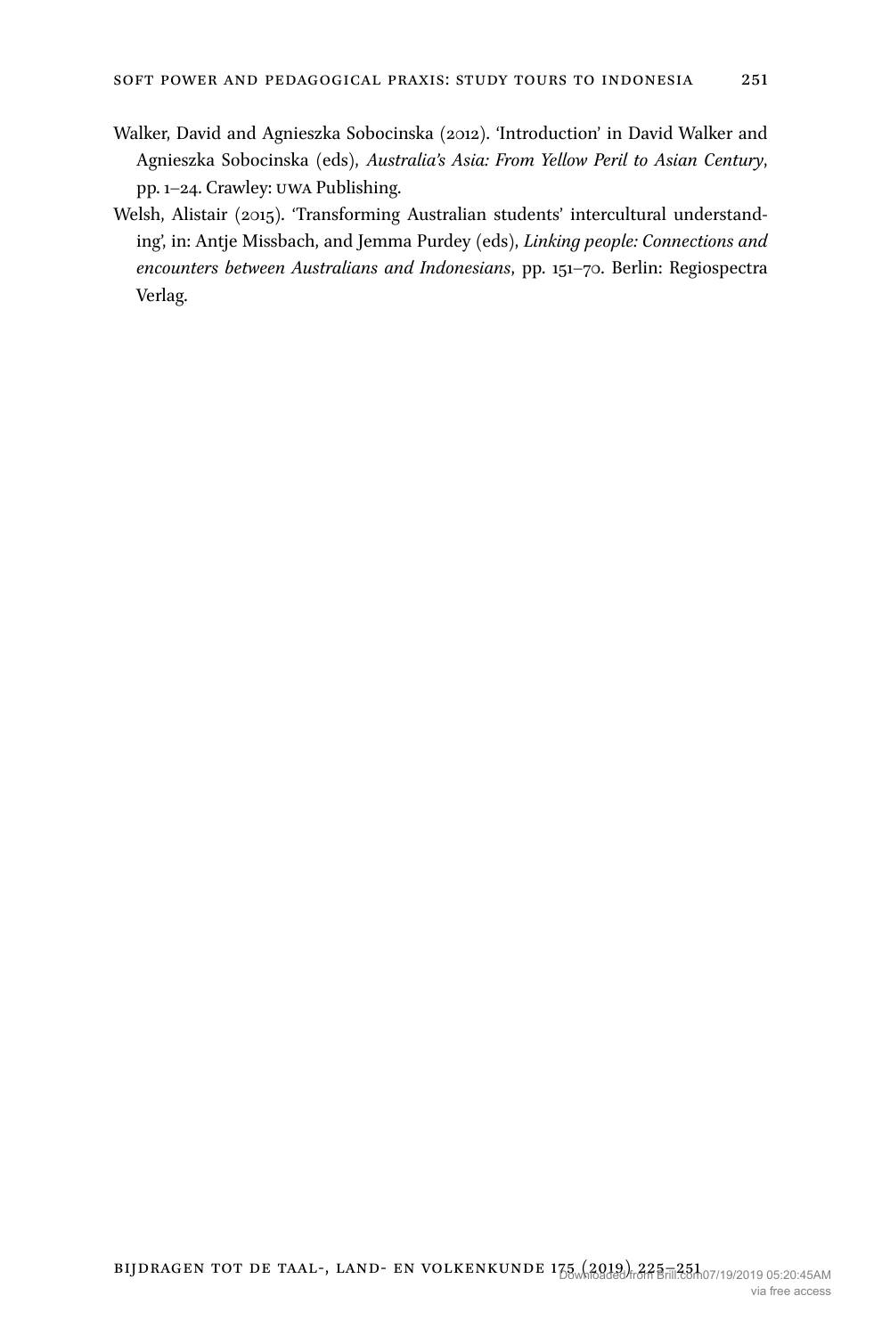Walker, David and Agnieszka Sobocinska (2012). 'Introduction' in David Walker and Agnieszka Sobocinska (eds), *Australia's Asia: From Yellow Peril to Asian Century*, pp. 1–24. Crawley: UWA Publishing.

Welsh, Alistair (2015). 'Transforming Australian students' intercultural understanding', in: Antje Missbach, and Jemma Purdey (eds), *Linking people: Connections and encounters between Australians and Indonesians*, pp. 151–70. Berlin: Regiospectra Verlag.